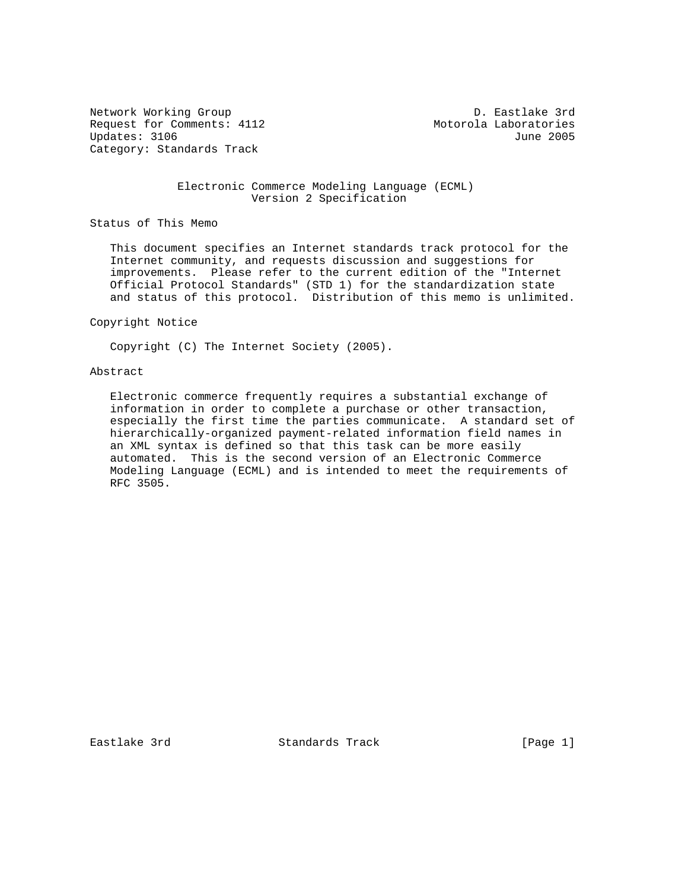Network Working Group D. Eastlake 3rd
Request for Comments: 4112 Motorola Laboratories
Updates: 3106 June 2005
Category: Standards Track

# Electronic Commerce Modeling Language (ECML) Version 2 Specification

## Status of This Memo

This document specifies an Internet standards track protocol for the Internet community, and requests discussion and suggestions for improvements. Please refer to the current edition of the "Internet Official Protocol Standards" (STD 1) for the standardization state and status of this protocol. Distribution of this memo is unlimited.

## Copyright Notice

Copyright (C) The Internet Society (2005).

## Abstract

Electronic commerce frequently requires a substantial exchange of information in order to complete a purchase or other transaction, especially the first time the parties communicate. A standard set of hierarchically-organized payment-related information field names in an XML syntax is defined so that this task can be more easily automated. This is the second version of an Electronic Commerce Modeling Language (ECML) and is intended to meet the requirements of RFC 3505.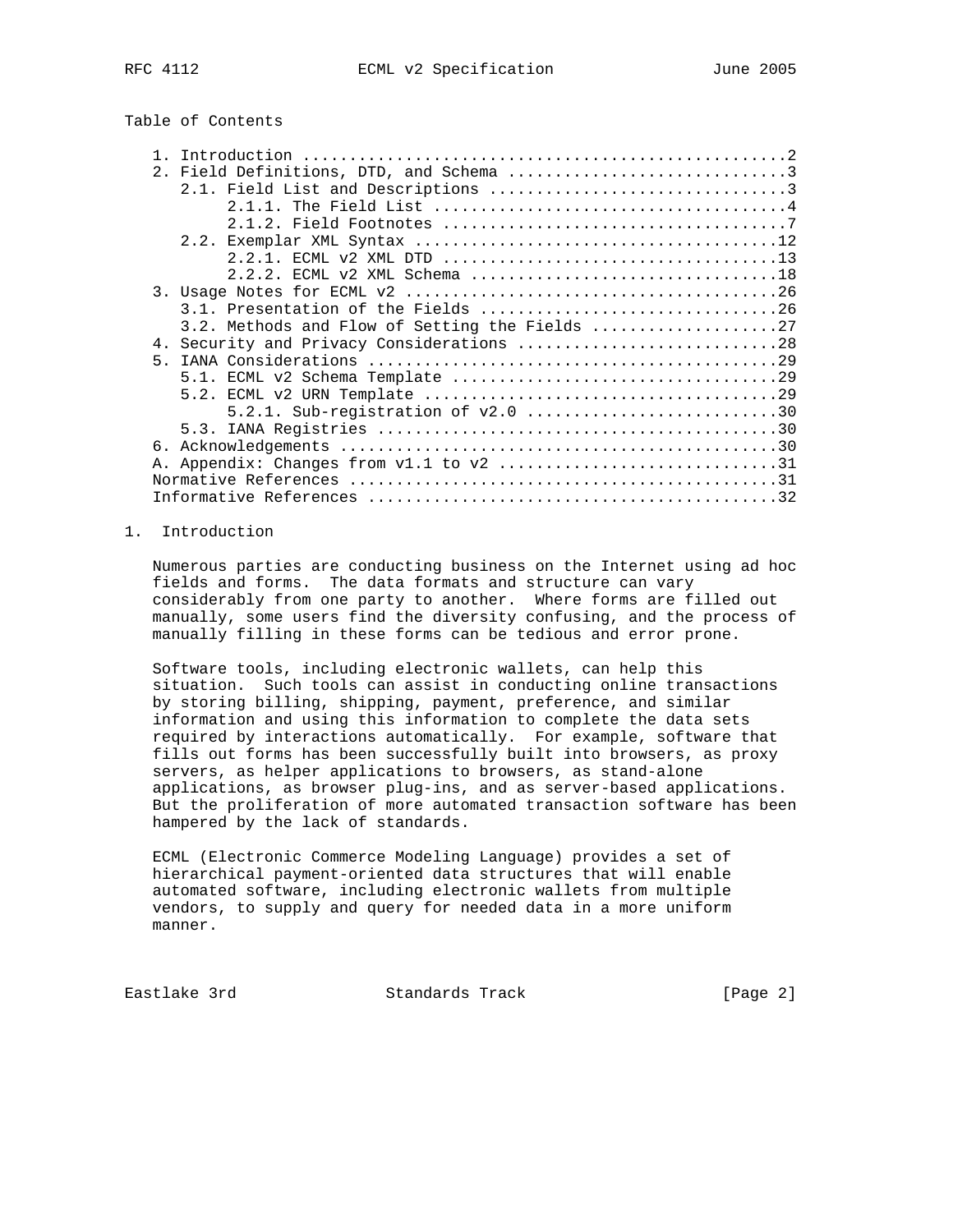Table of Contents

```
   1. Introduction ....................................................2
   2. Field Definitions, DTD, and Schema ..............................3
      2.1. Field List and Descriptions ................................3
           2.1.1. The Field List ......................................4
           2.1.2. Field Footnotes .....................................7
      2.2. Exemplar XML Syntax .......................................12
           2.2.1. ECML v2 XML DTD ....................................13
           2.2.2. ECML v2 XML Schema .................................18
   3. Usage Notes for ECML v2 ........................................26
      3.1. Presentation of the Fields ................................26
      3.2. Methods and Flow of Setting the Fields ....................27
   4. Security and Privacy Considerations ............................28
   5. IANA Considerations ............................................29
      5.1. ECML v2 Schema Template ...................................29
      5.2. ECML v2 URN Template ......................................29
           5.2.1. Sub-registration of v2.0 ...........................30
      5.3. IANA Registries ...........................................30
   6. Acknowledgements ...............................................30
   A. Appendix: Changes from v1.1 to v2 ..............................31
   Normative References ..............................................31
   Informative References ............................................32
```

## 1. Introduction

Numerous parties are conducting business on the Internet using ad hoc fields and forms. The data formats and structure can vary considerably from one party to another. Where forms are filled out manually, some users find the diversity confusing, and the process of manually filling in these forms can be tedious and error prone.

Software tools, including electronic wallets, can help this situation. Such tools can assist in conducting online transactions by storing billing, shipping, payment, preference, and similar information and using this information to complete the data sets required by interactions automatically. For example, software that fills out forms has been successfully built into browsers, as proxy servers, as helper applications to browsers, as stand-alone applications, as browser plug-ins, and as server-based applications. But the proliferation of more automated transaction software has been hampered by the lack of standards.

ECML (Electronic Commerce Modeling Language) provides a set of hierarchical payment-oriented data structures that will enable automated software, including electronic wallets from multiple vendors, to supply and query for needed data in a more uniform manner.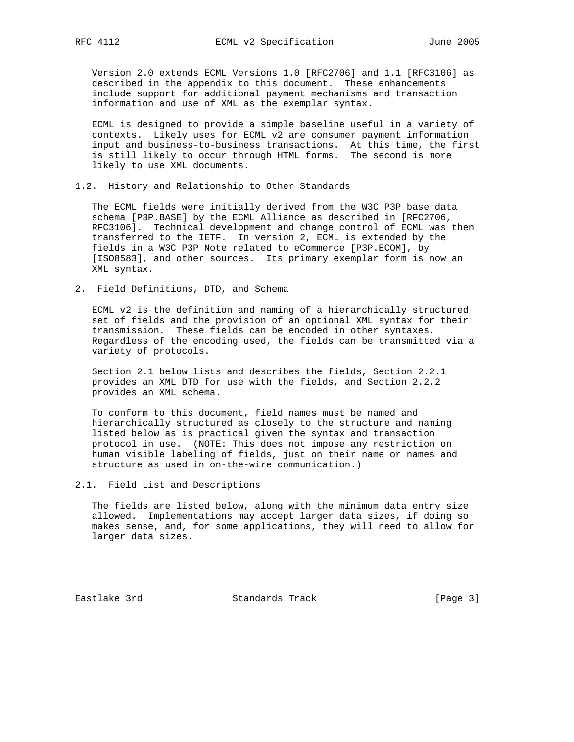Version 2.0 extends ECML Versions 1.0 [RFC2706] and 1.1 [RFC3106] as described in the appendix to this document. These enhancements include support for additional payment mechanisms and transaction information and use of XML as the exemplar syntax.

ECML is designed to provide a simple baseline useful in a variety of contexts. Likely uses for ECML v2 are consumer payment information input and business-to-business transactions. At this time, the first is still likely to occur through HTML forms. The second is more likely to use XML documents.

### 1.2. History and Relationship to Other Standards

The ECML fields were initially derived from the W3C P3P base data schema [P3P.BASE] by the ECML Alliance as described in [RFC2706, RFC3106]. Technical development and change control of ECML was then transferred to the IETF. In version 2, ECML is extended by the fields in a W3C P3P Note related to eCommerce [P3P.ECOM], by [ISO8583], and other sources. Its primary exemplar form is now an XML syntax.

## 2. Field Definitions, DTD, and Schema

ECML v2 is the definition and naming of a hierarchically structured set of fields and the provision of an optional XML syntax for their transmission. These fields can be encoded in other syntaxes. Regardless of the encoding used, the fields can be transmitted via a variety of protocols.

Section 2.1 below lists and describes the fields, Section 2.2.1 provides an XML DTD for use with the fields, and Section 2.2.2 provides an XML schema.

To conform to this document, field names must be named and hierarchically structured as closely to the structure and naming listed below as is practical given the syntax and transaction protocol in use. (NOTE: This does not impose any restriction on human visible labeling of fields, just on their name or names and structure as used in on-the-wire communication.)

### 2.1. Field List and Descriptions

The fields are listed below, along with the minimum data entry size allowed. Implementations may accept larger data sizes, if doing so makes sense, and, for some applications, they will need to allow for larger data sizes.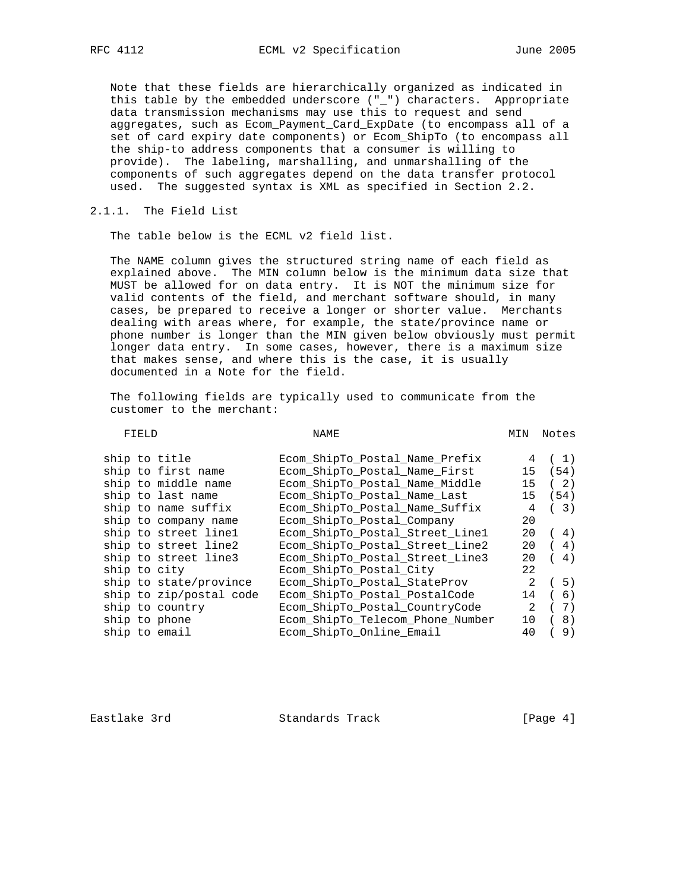Note that these fields are hierarchically organized as indicated in this table by the embedded underscore ("_") characters. Appropriate data transmission mechanisms may use this to request and send aggregates, such as Ecom_Payment_Card_ExpDate (to encompass all of a set of card expiry date components) or Ecom_ShipTo (to encompass all the ship-to address components that a consumer is willing to provide). The labeling, marshalling, and unmarshalling of the components of such aggregates depend on the data transfer protocol used. The suggested syntax is XML as specified in Section 2.2.

### 2.1.1. The Field List

The table below is the ECML v2 field list.

The NAME column gives the structured string name of each field as explained above. The MIN column below is the minimum data size that MUST be allowed for on data entry. It is NOT the minimum size for valid contents of the field, and merchant software should, in many cases, be prepared to receive a longer or shorter value. Merchants dealing with areas where, for example, the state/province name or phone number is longer than the MIN given below obviously must permit longer data entry. In some cases, however, there is a maximum size that makes sense, and where this is the case, it is usually documented in a Note for the field.

The following fields are typically used to communicate from the customer to the merchant:

| FIELD | NAME | MIN | Notes |
|---|---|---|---|
| ship to title | Ecom_ShipTo_Postal_Name_Prefix | 4 | ( 1) |
| ship to first name | Ecom_ShipTo_Postal_Name_First | 15 | (54) |
| ship to middle name | Ecom_ShipTo_Postal_Name_Middle | 15 | ( 2) |
| ship to last name | Ecom_ShipTo_Postal_Name_Last | 15 | (54) |
| ship to name suffix | Ecom_ShipTo_Postal_Name_Suffix | 4 | ( 3) |
| ship to company name | Ecom_ShipTo_Postal_Company | 20 | |
| ship to street line1 | Ecom_ShipTo_Postal_Street_Line1 | 20 | ( 4) |
| ship to street line2 | Ecom_ShipTo_Postal_Street_Line2 | 20 | ( 4) |
| ship to street line3 | Ecom_ShipTo_Postal_Street_Line3 | 20 | ( 4) |
| ship to city | Ecom_ShipTo_Postal_City | 22 | |
| ship to state/province | Ecom_ShipTo_Postal_StateProv | 2 | ( 5) |
| ship to zip/postal code | Ecom_ShipTo_Postal_PostalCode | 14 | ( 6) |
| ship to country | Ecom_ShipTo_Postal_CountryCode | 2 | ( 7) |
| ship to phone | Ecom_ShipTo_Telecom_Phone_Number | 10 | ( 8) |
| ship to email | Ecom_ShipTo_Online_Email | 40 | ( 9) |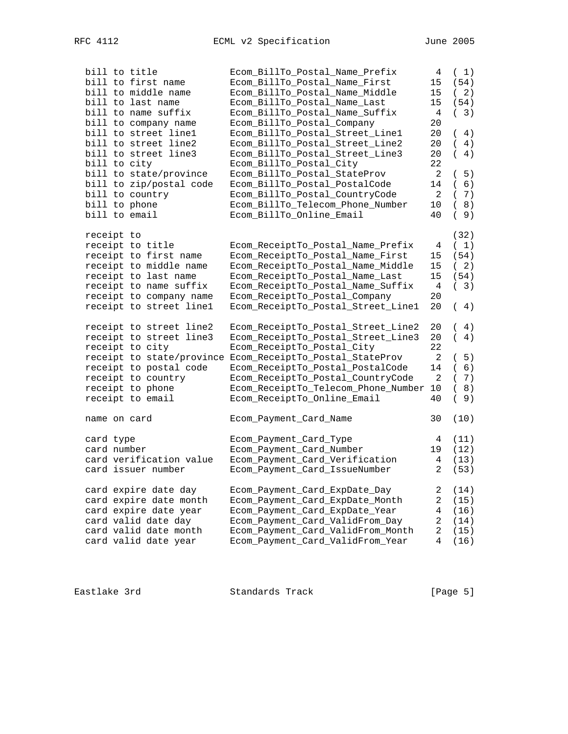```
bill to title            Ecom_BillTo_Postal_Name_Prefix      4  ( 1)
bill to first name       Ecom_BillTo_Postal_Name_First      15  (54)
bill to middle name      Ecom_BillTo_Postal_Name_Middle     15  ( 2)
bill to last name        Ecom_BillTo_Postal_Name_Last       15  (54)
bill to name suffix      Ecom_BillTo_Postal_Name_Suffix      4  ( 3)
bill to company name     Ecom_BillTo_Postal_Company         20
bill to street line1     Ecom_BillTo_Postal_Street_Line1    20  ( 4)
bill to street line2     Ecom_BillTo_Postal_Street_Line2    20  ( 4)
bill to street line3     Ecom_BillTo_Postal_Street_Line3    20  ( 4)
bill to city             Ecom_BillTo_Postal_City            22
bill to state/province   Ecom_BillTo_Postal_StateProv        2  ( 5)
bill to zip/postal code  Ecom_BillTo_Postal_PostalCode      14  ( 6)
bill to country          Ecom_BillTo_Postal_CountryCode      2  ( 7)
bill to phone            Ecom_BillTo_Telecom_Phone_Number   10  ( 8)
bill to email            Ecom_BillTo_Online_Email           40  ( 9)

receipt to                                                      (32)
receipt to title         Ecom_ReceiptTo_Postal_Name_Prefix   4  ( 1)
receipt to first name    Ecom_ReceiptTo_Postal_Name_First   15  (54)
receipt to middle name   Ecom_ReceiptTo_Postal_Name_Middle  15  ( 2)
receipt to last name     Ecom_ReceiptTo_Postal_Name_Last    15  (54)
receipt to name suffix   Ecom_ReceiptTo_Postal_Name_Suffix   4  ( 3)
receipt to company name  Ecom_ReceiptTo_Postal_Company      20
receipt to street line1  Ecom_ReceiptTo_Postal_Street_Line1 20  ( 4)

receipt to street line2  Ecom_ReceiptTo_Postal_Street_Line2 20  ( 4)
receipt to street line3  Ecom_ReceiptTo_Postal_Street_Line3 20  ( 4)
receipt to city          Ecom_ReceiptTo_Postal_City         22
receipt to state/province Ecom_ReceiptTo_Postal_StateProv    2  ( 5)
receipt to postal code   Ecom_ReceiptTo_Postal_PostalCode   14  ( 6)
receipt to country       Ecom_ReceiptTo_Postal_CountryCode   2  ( 7)
receipt to phone         Ecom_ReceiptTo_Telecom_Phone_Number 10 ( 8)
receipt to email         Ecom_ReceiptTo_Online_Email        40  ( 9)

name on card             Ecom_Payment_Card_Name             30  (10)

card type                Ecom_Payment_Card_Type              4  (11)
card number              Ecom_Payment_Card_Number           19  (12)
card verification value  Ecom_Payment_Card_Verification      4  (13)
card issuer number       Ecom_Payment_Card_IssueNumber       2  (53)

card expire date day     Ecom_Payment_Card_ExpDate_Day       2  (14)
card expire date month   Ecom_Payment_Card_ExpDate_Month     2  (15)
card expire date year    Ecom_Payment_Card_ExpDate_Year      4  (16)
card valid date day      Ecom_Payment_Card_ValidFrom_Day     2  (14)
card valid date month    Ecom_Payment_Card_ValidFrom_Month   2  (15)
card valid date year     Ecom_Payment_Card_ValidFrom_Year    4  (16)
```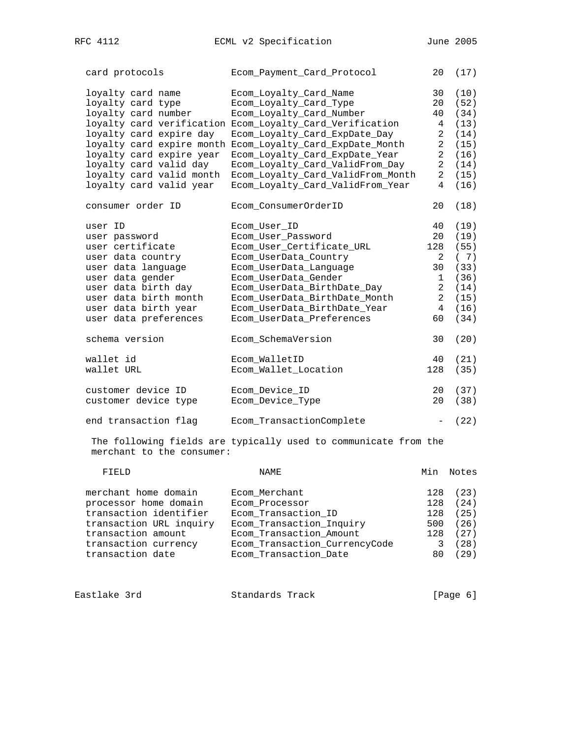| | | | |
|---|---|---|---|
| card protocols | Ecom_Payment_Card_Protocol | 20 | (17) |
| | | | |
| loyalty card name | Ecom_Loyalty_Card_Name | 30 | (10) |
| loyalty card type | Ecom_Loyalty_Card_Type | 20 | (52) |
| loyalty card number | Ecom_Loyalty_Card_Number | 40 | (34) |
| loyalty card verification | Ecom_Loyalty_Card_Verification | 4 | (13) |
| loyalty card expire day | Ecom_Loyalty_Card_ExpDate_Day | 2 | (14) |
| loyalty card expire month | Ecom_Loyalty_Card_ExpDate_Month | 2 | (15) |
| loyalty card expire year | Ecom_Loyalty_Card_ExpDate_Year | 2 | (16) |
| loyalty card valid day | Ecom_Loyalty_Card_ValidFrom_Day | 2 | (14) |
| loyalty card valid month | Ecom_Loyalty_Card_ValidFrom_Month | 2 | (15) |
| loyalty card valid year | Ecom_Loyalty_Card_ValidFrom_Year | 4 | (16) |
| | | | |
| consumer order ID | Ecom_ConsumerOrderID | 20 | (18) |
| | | | |
| user ID | Ecom_User_ID | 40 | (19) |
| user password | Ecom_User_Password | 20 | (19) |
| user certificate | Ecom_User_Certificate_URL | 128 | (55) |
| user data country | Ecom_UserData_Country | 2 | ( 7) |
| user data language | Ecom_UserData_Language | 30 | (33) |
| user data gender | Ecom_UserData_Gender | 1 | (36) |
| user data birth day | Ecom_UserData_BirthDate_Day | 2 | (14) |
| user data birth month | Ecom_UserData_BirthDate_Month | 2 | (15) |
| user data birth year | Ecom_UserData_BirthDate_Year | 4 | (16) |
| user data preferences | Ecom_UserData_Preferences | 60 | (34) |
| | | | |
| schema version | Ecom_SchemaVersion | 30 | (20) |
| | | | |
| wallet id | Ecom_WalletID | 40 | (21) |
| wallet URL | Ecom_Wallet_Location | 128 | (35) |
| | | | |
| customer device ID | Ecom_Device_ID | 20 | (37) |
| customer device type | Ecom_Device_Type | 20 | (38) |
| | | | |
| end transaction flag | Ecom_TransactionComplete | - | (22) |

The following fields are typically used to communicate from the merchant to the consumer:

| FIELD | NAME | Min | Notes |
|---|---|---|---|
| merchant home domain | Ecom_Merchant | 128 | (23) |
| processor home domain | Ecom_Processor | 128 | (24) |
| transaction identifier | Ecom_Transaction_ID | 128 | (25) |
| transaction URL inquiry | Ecom_Transaction_Inquiry | 500 | (26) |
| transaction amount | Ecom_Transaction_Amount | 128 | (27) |
| transaction currency | Ecom_Transaction_CurrencyCode | 3 | (28) |
| transaction date | Ecom_Transaction_Date | 80 | (29) |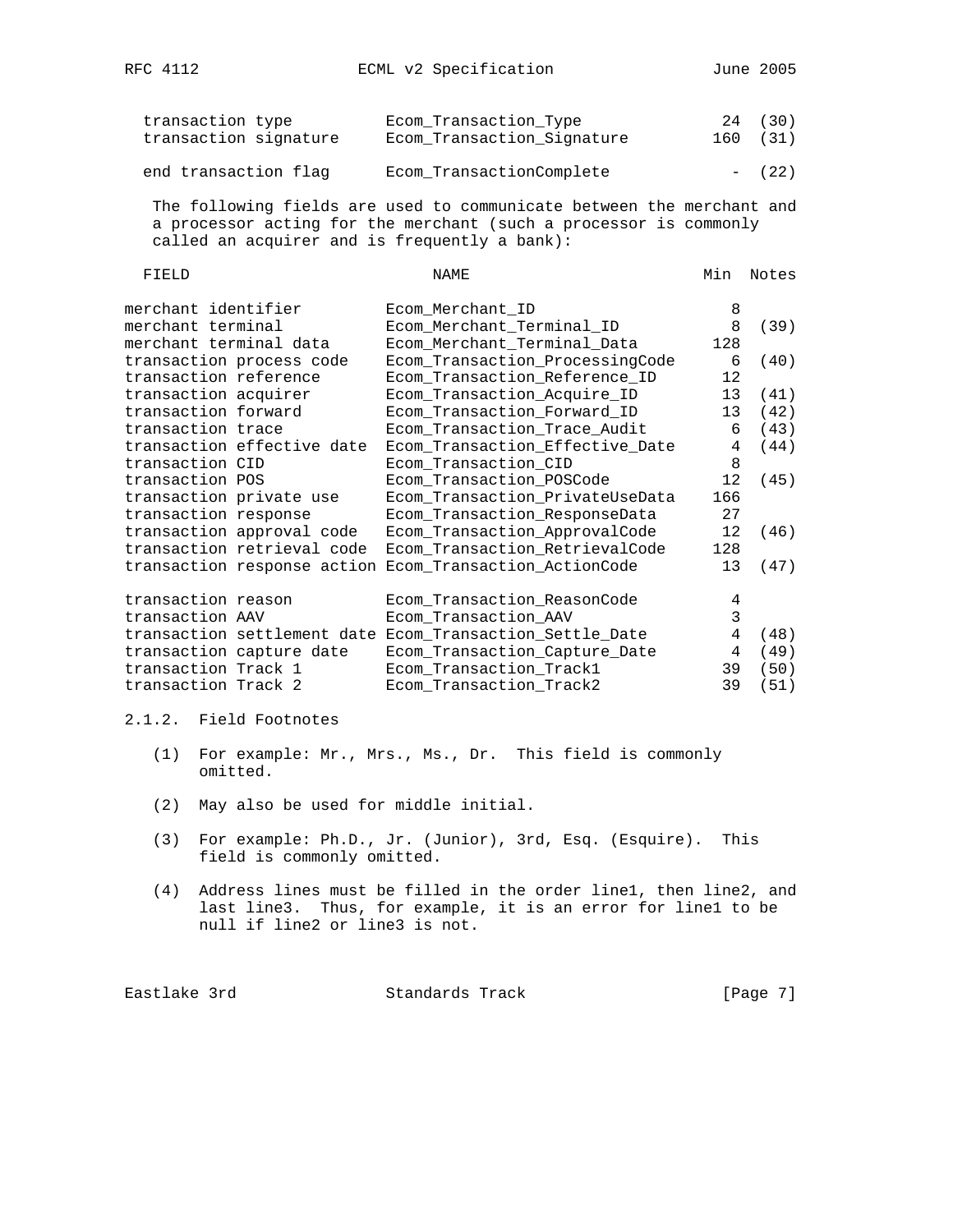| | | | |
|---|---|---|---|
| transaction type | Ecom_Transaction_Type | 24 | (30) |
| transaction signature | Ecom_Transaction_Signature | 160 | (31) |
| end transaction flag | Ecom_TransactionComplete | - | (22) |

The following fields are used to communicate between the merchant and a processor acting for the merchant (such a processor is commonly called an acquirer and is frequently a bank):

| FIELD | NAME | Min | Notes |
|---|---|---|---|
| merchant identifier | Ecom_Merchant_ID | 8 | |
| merchant terminal | Ecom_Merchant_Terminal_ID | 8 | (39) |
| merchant terminal data | Ecom_Merchant_Terminal_Data | 128 | |
| transaction process code | Ecom_Transaction_ProcessingCode | 6 | (40) |
| transaction reference | Ecom_Transaction_Reference_ID | 12 | |
| transaction acquirer | Ecom_Transaction_Acquire_ID | 13 | (41) |
| transaction forward | Ecom_Transaction_Forward_ID | 13 | (42) |
| transaction trace | Ecom_Transaction_Trace_Audit | 6 | (43) |
| transaction effective date | Ecom_Transaction_Effective_Date | 4 | (44) |
| transaction CID | Ecom_Transaction_CID | 8 | |
| transaction POS | Ecom_Transaction_POSCode | 12 | (45) |
| transaction private use | Ecom_Transaction_PrivateUseData | 166 | |
| transaction response | Ecom_Transaction_ResponseData | 27 | |
| transaction approval code | Ecom_Transaction_ApprovalCode | 12 | (46) |
| transaction retrieval code | Ecom_Transaction_RetrievalCode | 128 | |
| transaction response action | Ecom_Transaction_ActionCode | 13 | (47) |
| transaction reason | Ecom_Transaction_ReasonCode | 4 | |
| transaction AAV | Ecom_Transaction_AAV | 3 | |
| transaction settlement date | Ecom_Transaction_Settle_Date | 4 | (48) |
| transaction capture date | Ecom_Transaction_Capture_Date | 4 | (49) |
| transaction Track 1 | Ecom_Transaction_Track1 | 39 | (50) |
| transaction Track 2 | Ecom_Transaction_Track2 | 39 | (51) |

### 2.1.2. Field Footnotes

(1) For example: Mr., Mrs., Ms., Dr. This field is commonly omitted.

(2) May also be used for middle initial.

(3) For example: Ph.D., Jr. (Junior), 3rd, Esq. (Esquire). This field is commonly omitted.

(4) Address lines must be filled in the order line1, then line2, and last line3. Thus, for example, it is an error for line1 to be null if line2 or line3 is not.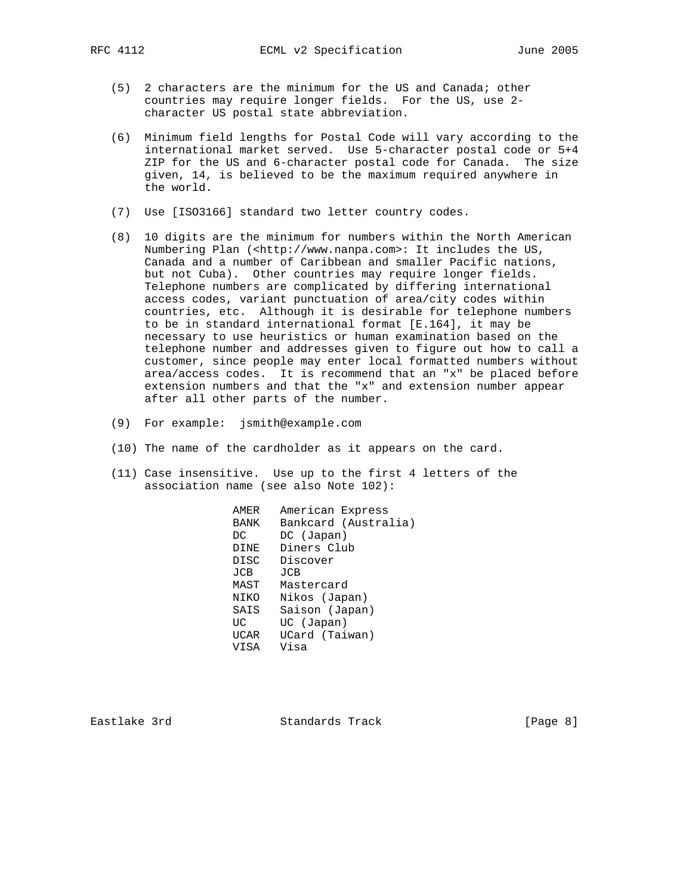(5) 2 characters are the minimum for the US and Canada; other countries may require longer fields. For the US, use 2-character US postal state abbreviation.

(6) Minimum field lengths for Postal Code will vary according to the international market served. Use 5-character postal code or 5+4 ZIP for the US and 6-character postal code for Canada. The size given, 14, is believed to be the maximum required anywhere in the world.

(7) Use [ISO3166] standard two letter country codes.

(8) 10 digits are the minimum for numbers within the North American Numbering Plan (<http://www.nanpa.com>: It includes the US, Canada and a number of Caribbean and smaller Pacific nations, but not Cuba). Other countries may require longer fields. Telephone numbers are complicated by differing international access codes, variant punctuation of area/city codes within countries, etc. Although it is desirable for telephone numbers to be in standard international format [E.164], it may be necessary to use heuristics or human examination based on the telephone number and addresses given to figure out how to call a customer, since people may enter local formatted numbers without area/access codes. It is recommend that an "x" be placed before extension numbers and that the "x" and extension number appear after all other parts of the number.

(9) For example: jsmith@example.com

(10) The name of the cardholder as it appears on the card.

(11) Case insensitive. Use up to the first 4 letters of the association name (see also Note 102):

```
AMER   American Express
BANK   Bankcard (Australia)
DC     DC (Japan)
DINE   Diners Club
DISC   Discover
JCB    JCB
MAST   Mastercard
NIKO   Nikos (Japan)
SAIS   Saison (Japan)
UC     UC (Japan)
UCAR   UCard (Taiwan)
VISA   Visa
```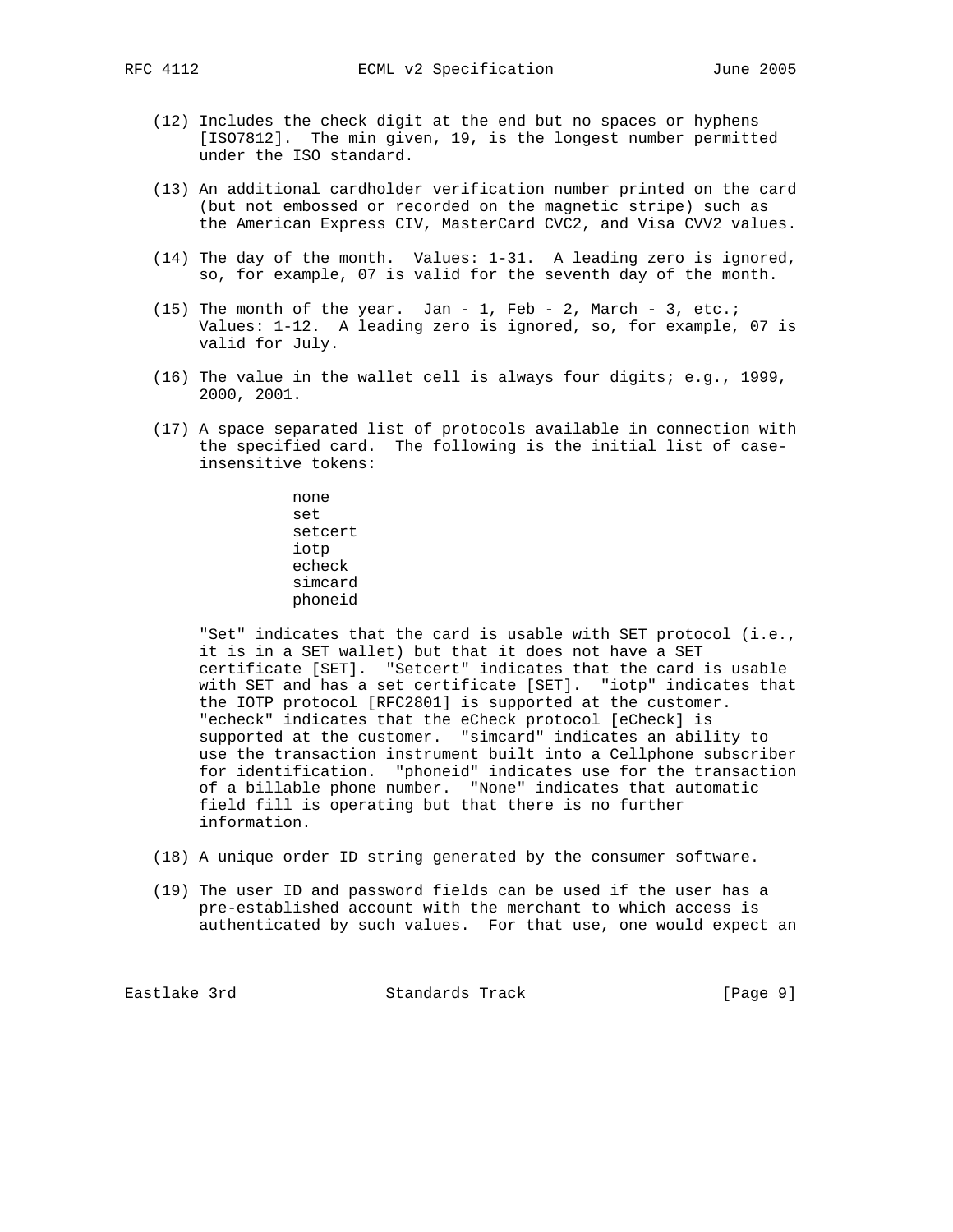(12) Includes the check digit at the end but no spaces or hyphens [ISO7812]. The min given, 19, is the longest number permitted under the ISO standard.

(13) An additional cardholder verification number printed on the card (but not embossed or recorded on the magnetic stripe) such as the American Express CIV, MasterCard CVC2, and Visa CVV2 values.

(14) The day of the month. Values: 1-31. A leading zero is ignored, so, for example, 07 is valid for the seventh day of the month.

(15) The month of the year. Jan - 1, Feb - 2, March - 3, etc.; Values: 1-12. A leading zero is ignored, so, for example, 07 is valid for July.

(16) The value in the wallet cell is always four digits; e.g., 1999, 2000, 2001.

(17) A space separated list of protocols available in connection with the specified card. The following is the initial list of case-insensitive tokens:

```
none
set
setcert
iotp
echeck
simcard
phoneid
```

"Set" indicates that the card is usable with SET protocol (i.e., it is in a SET wallet) but that it does not have a SET certificate [SET]. "Setcert" indicates that the card is usable with SET and has a set certificate [SET]. "iotp" indicates that the IOTP protocol [RFC2801] is supported at the customer. "echeck" indicates that the eCheck protocol [eCheck] is supported at the customer. "simcard" indicates an ability to use the transaction instrument built into a Cellphone subscriber for identification. "phoneid" indicates use for the transaction of a billable phone number. "None" indicates that automatic field fill is operating but that there is no further information.

(18) A unique order ID string generated by the consumer software.

(19) The user ID and password fields can be used if the user has a pre-established account with the merchant to which access is authenticated by such values. For that use, one would expect an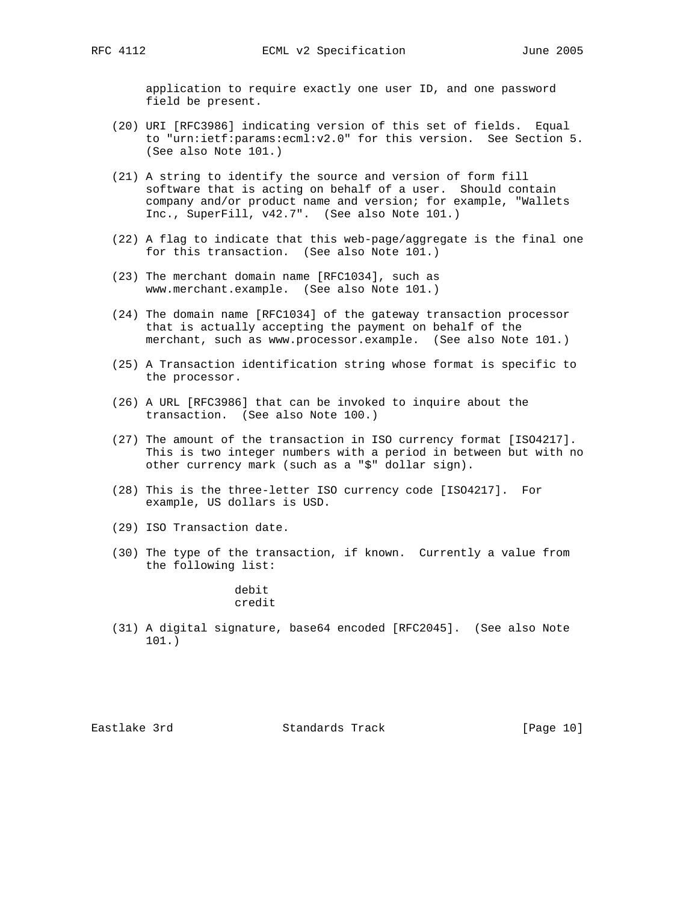application to require exactly one user ID, and one password field be present.

(20) URI [RFC3986] indicating version of this set of fields. Equal to "urn:ietf:params:ecml:v2.0" for this version. See Section 5. (See also Note 101.)

(21) A string to identify the source and version of form fill software that is acting on behalf of a user. Should contain company and/or product name and version; for example, "Wallets Inc., SuperFill, v42.7". (See also Note 101.)

(22) A flag to indicate that this web-page/aggregate is the final one for this transaction. (See also Note 101.)

(23) The merchant domain name [RFC1034], such as www.merchant.example. (See also Note 101.)

(24) The domain name [RFC1034] of the gateway transaction processor that is actually accepting the payment on behalf of the merchant, such as www.processor.example. (See also Note 101.)

(25) A Transaction identification string whose format is specific to the processor.

(26) A URL [RFC3986] that can be invoked to inquire about the transaction. (See also Note 100.)

(27) The amount of the transaction in ISO currency format [ISO4217]. This is two integer numbers with a period in between but with no other currency mark (such as a "$" dollar sign).

(28) This is the three-letter ISO currency code [ISO4217]. For example, US dollars is USD.

(29) ISO Transaction date.

(30) The type of the transaction, if known. Currently a value from the following list:

```
debit
credit
```

(31) A digital signature, base64 encoded [RFC2045]. (See also Note 101.)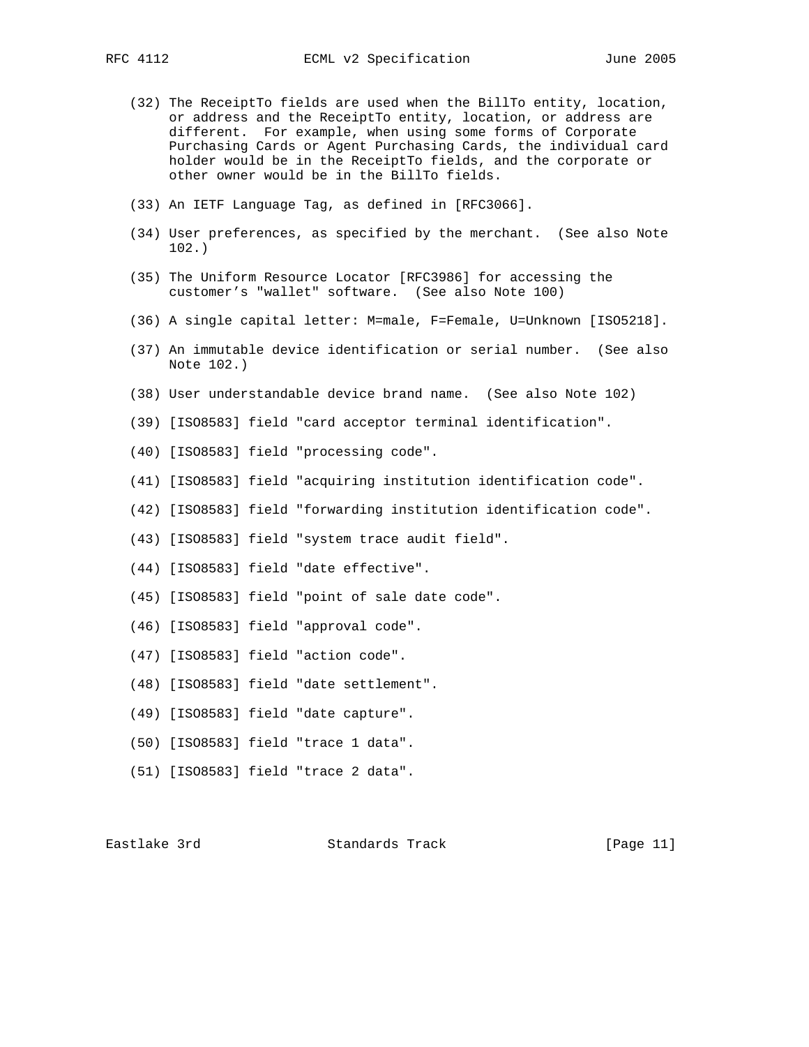(32) The ReceiptTo fields are used when the BillTo entity, location, or address and the ReceiptTo entity, location, or address are different. For example, when using some forms of Corporate Purchasing Cards or Agent Purchasing Cards, the individual card holder would be in the ReceiptTo fields, and the corporate or other owner would be in the BillTo fields.

(33) An IETF Language Tag, as defined in [RFC3066].

(34) User preferences, as specified by the merchant. (See also Note 102.)

(35) The Uniform Resource Locator [RFC3986] for accessing the customer's "wallet" software. (See also Note 100)

(36) A single capital letter: M=male, F=Female, U=Unknown [ISO5218].

(37) An immutable device identification or serial number. (See also Note 102.)

(38) User understandable device brand name. (See also Note 102)

(39) [ISO8583] field "card acceptor terminal identification".

(40) [ISO8583] field "processing code".

(41) [ISO8583] field "acquiring institution identification code".

(42) [ISO8583] field "forwarding institution identification code".

(43) [ISO8583] field "system trace audit field".

(44) [ISO8583] field "date effective".

(45) [ISO8583] field "point of sale date code".

(46) [ISO8583] field "approval code".

(47) [ISO8583] field "action code".

(48) [ISO8583] field "date settlement".

(49) [ISO8583] field "date capture".

(50) [ISO8583] field "trace 1 data".

(51) [ISO8583] field "trace 2 data".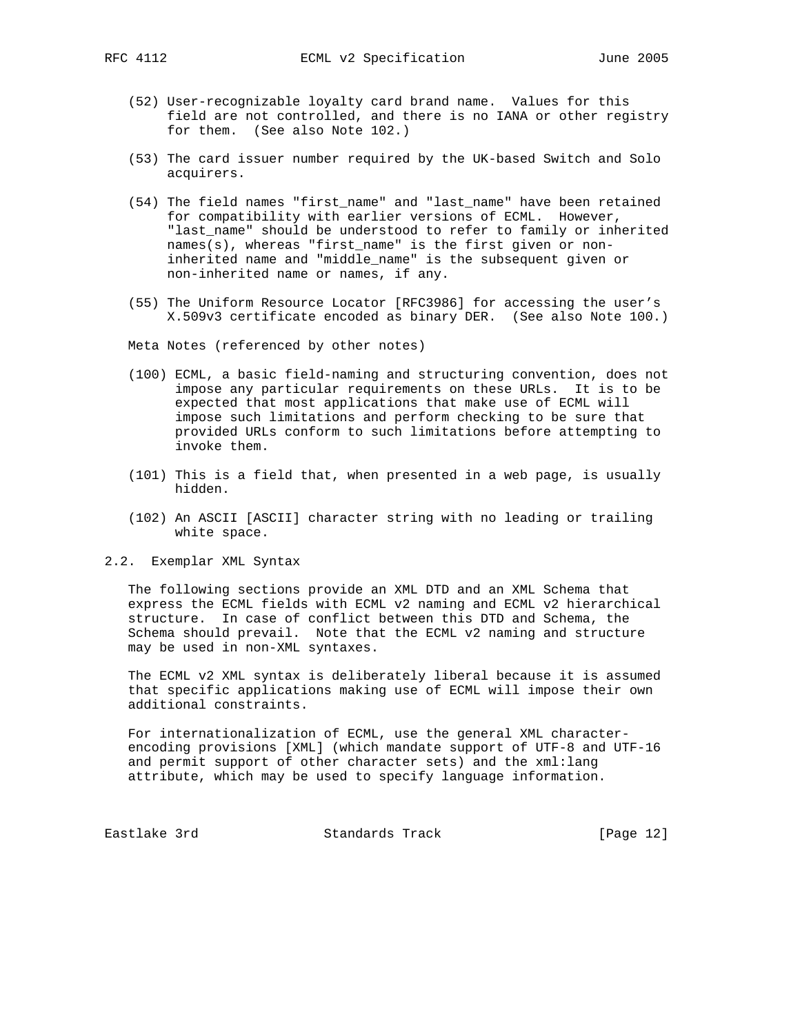(52) User-recognizable loyalty card brand name. Values for this field are not controlled, and there is no IANA or other registry for them. (See also Note 102.)

(53) The card issuer number required by the UK-based Switch and Solo acquirers.

(54) The field names "first_name" and "last_name" have been retained for compatibility with earlier versions of ECML. However, "last_name" should be understood to refer to family or inherited names(s), whereas "first_name" is the first given or non-inherited name and "middle_name" is the subsequent given or non-inherited name or names, if any.

(55) The Uniform Resource Locator [RFC3986] for accessing the user's X.509v3 certificate encoded as binary DER. (See also Note 100.)

Meta Notes (referenced by other notes)

(100) ECML, a basic field-naming and structuring convention, does not impose any particular requirements on these URLs. It is to be expected that most applications that make use of ECML will impose such limitations and perform checking to be sure that provided URLs conform to such limitations before attempting to invoke them.

(101) This is a field that, when presented in a web page, is usually hidden.

(102) An ASCII [ASCII] character string with no leading or trailing white space.

## 2.2. Exemplar XML Syntax

The following sections provide an XML DTD and an XML Schema that express the ECML fields with ECML v2 naming and ECML v2 hierarchical structure. In case of conflict between this DTD and Schema, the Schema should prevail. Note that the ECML v2 naming and structure may be used in non-XML syntaxes.

The ECML v2 XML syntax is deliberately liberal because it is assumed that specific applications making use of ECML will impose their own additional constraints.

For internationalization of ECML, use the general XML character-encoding provisions [XML] (which mandate support of UTF-8 and UTF-16 and permit support of other character sets) and the xml:lang attribute, which may be used to specify language information.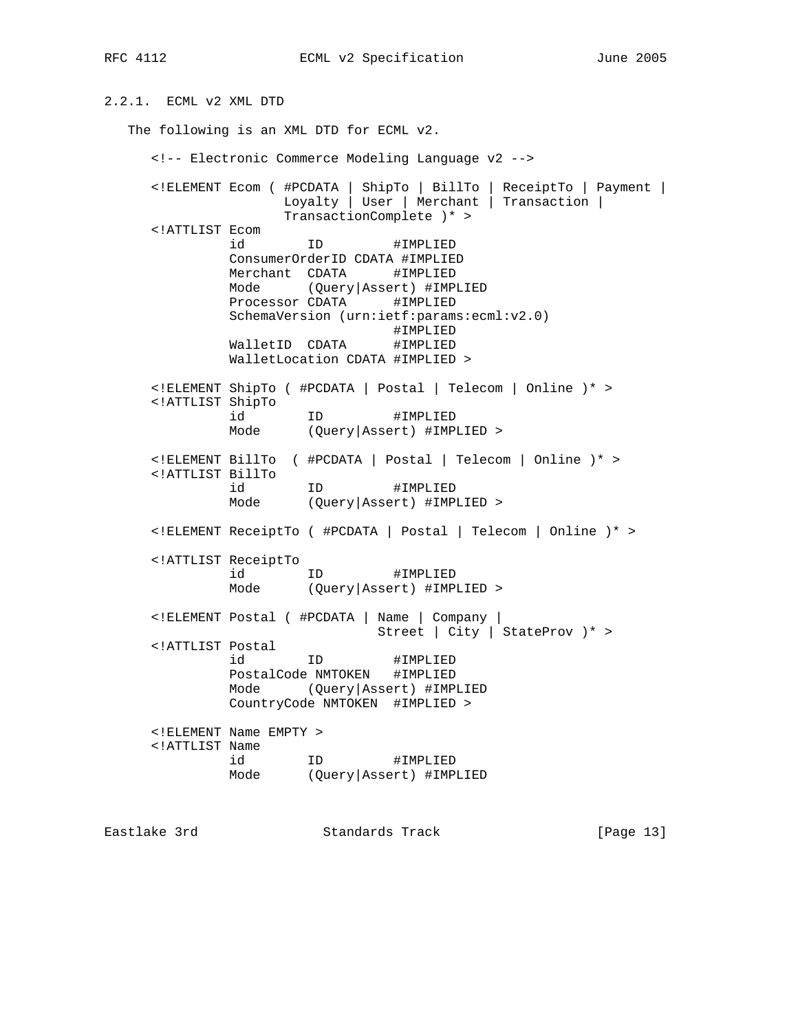### 2.2.1. ECML v2 XML DTD

The following is an XML DTD for ECML v2.

```
<!-- Electronic Commerce Modeling Language v2 -->

<!ELEMENT Ecom ( #PCDATA | ShipTo | BillTo | ReceiptTo | Payment |
                 Loyalty | User | Merchant | Transaction |
                 TransactionComplete )* >
<!ATTLIST Ecom
          id        ID         #IMPLIED
          ConsumerOrderID CDATA #IMPLIED
          Merchant  CDATA      #IMPLIED
          Mode      (Query|Assert) #IMPLIED
          Processor CDATA      #IMPLIED
          SchemaVersion (urn:ietf:params:ecml:v2.0)
                               #IMPLIED
          WalletID  CDATA      #IMPLIED
          WalletLocation CDATA #IMPLIED >

<!ELEMENT ShipTo ( #PCDATA | Postal | Telecom | Online )* >
<!ATTLIST ShipTo
          id        ID         #IMPLIED
          Mode      (Query|Assert) #IMPLIED >

<!ELEMENT BillTo  ( #PCDATA | Postal | Telecom | Online )* >
<!ATTLIST BillTo
          id        ID         #IMPLIED
          Mode      (Query|Assert) #IMPLIED >

<!ELEMENT ReceiptTo ( #PCDATA | Postal | Telecom | Online )* >

<!ATTLIST ReceiptTo
          id        ID         #IMPLIED
          Mode      (Query|Assert) #IMPLIED >

<!ELEMENT Postal ( #PCDATA | Name | Company |
                            Street | City | StateProv )* >
<!ATTLIST Postal
          id        ID         #IMPLIED
          PostalCode NMTOKEN   #IMPLIED
          Mode      (Query|Assert) #IMPLIED
          CountryCode NMTOKEN  #IMPLIED >

<!ELEMENT Name EMPTY >
<!ATTLIST Name
          id        ID         #IMPLIED
          Mode      (Query|Assert) #IMPLIED
```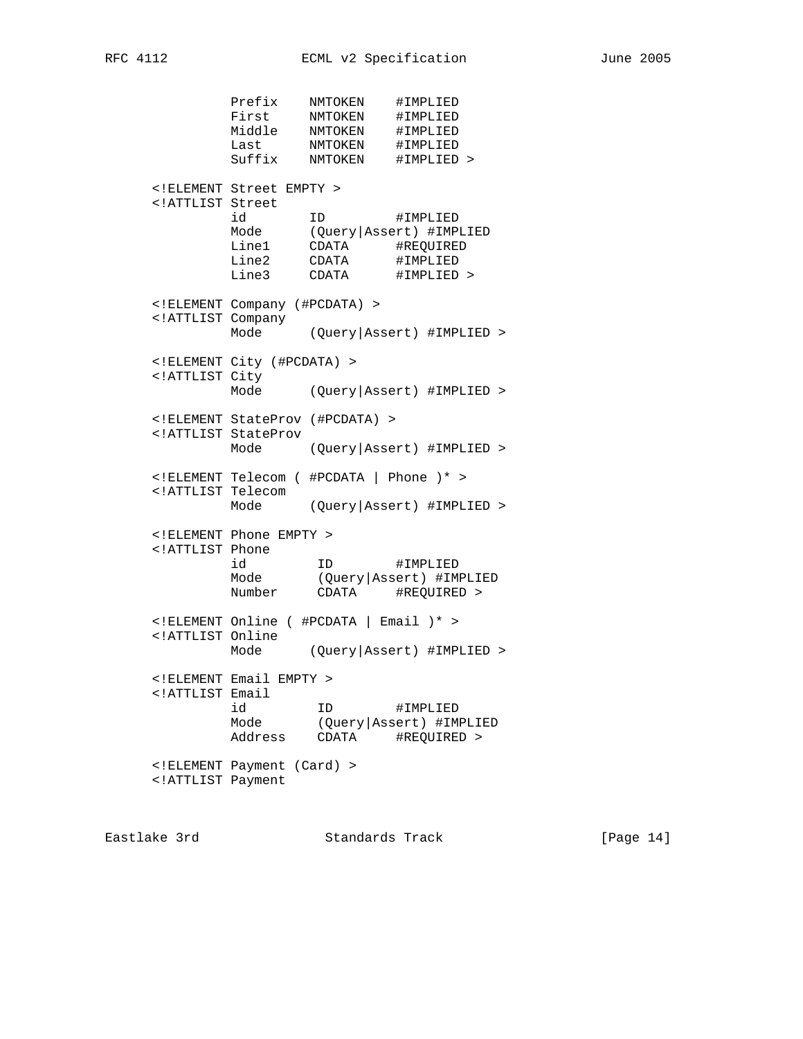```
             Prefix    NMTOKEN    #IMPLIED
             First     NMTOKEN    #IMPLIED
             Middle    NMTOKEN    #IMPLIED
             Last      NMTOKEN    #IMPLIED
             Suffix    NMTOKEN    #IMPLIED >

   <!ELEMENT Street EMPTY >
   <!ATTLIST Street
             id        ID         #IMPLIED
             Mode      (Query|Assert) #IMPLIED
             Line1     CDATA      #REQUIRED
             Line2     CDATA      #IMPLIED
             Line3     CDATA      #IMPLIED >

   <!ELEMENT Company (#PCDATA) >
   <!ATTLIST Company
             Mode      (Query|Assert) #IMPLIED >

   <!ELEMENT City (#PCDATA) >
   <!ATTLIST City
             Mode      (Query|Assert) #IMPLIED >

   <!ELEMENT StateProv (#PCDATA) >
   <!ATTLIST StateProv
             Mode      (Query|Assert) #IMPLIED >

   <!ELEMENT Telecom ( #PCDATA | Phone )* >
   <!ATTLIST Telecom
             Mode      (Query|Assert) #IMPLIED >

   <!ELEMENT Phone EMPTY >
   <!ATTLIST Phone
             id         ID        #IMPLIED
             Mode       (Query|Assert) #IMPLIED
             Number     CDATA     #REQUIRED >

   <!ELEMENT Online ( #PCDATA | Email )* >
   <!ATTLIST Online
             Mode      (Query|Assert) #IMPLIED >

   <!ELEMENT Email EMPTY >
   <!ATTLIST Email
             id         ID        #IMPLIED
             Mode       (Query|Assert) #IMPLIED
             Address    CDATA     #REQUIRED >

   <!ELEMENT Payment (Card) >
   <!ATTLIST Payment
```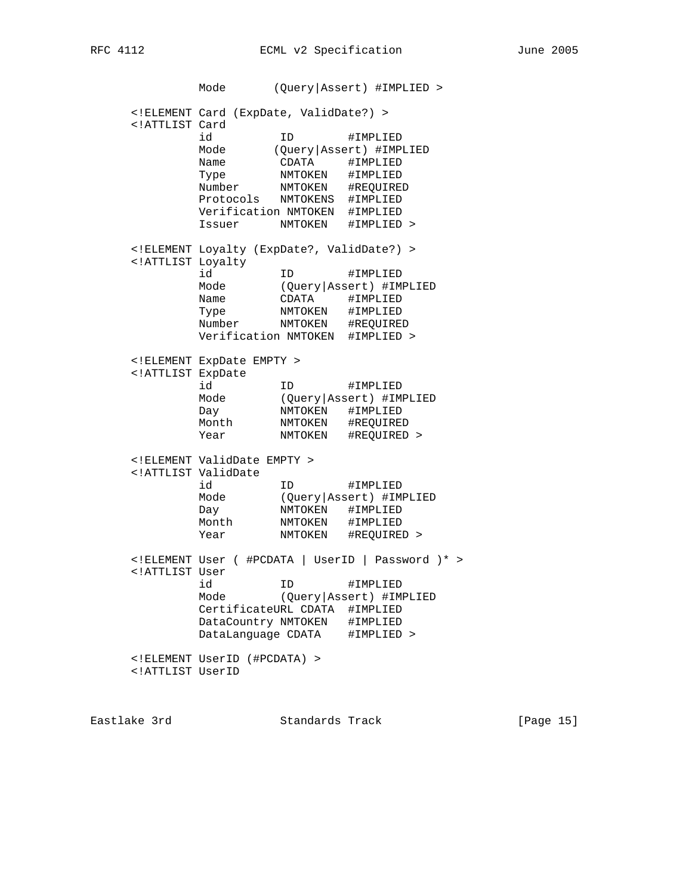```
            Mode       (Query|Assert) #IMPLIED >

      <!ELEMENT Card (ExpDate, ValidDate?) >
      <!ATTLIST Card
            id          ID        #IMPLIED
            Mode       (Query|Assert) #IMPLIED
            Name        CDATA     #IMPLIED
            Type        NMTOKEN   #IMPLIED
            Number      NMTOKEN   #REQUIRED
            Protocols   NMTOKENS  #IMPLIED
            Verification NMTOKEN  #IMPLIED
            Issuer      NMTOKEN   #IMPLIED >

      <!ELEMENT Loyalty (ExpDate?, ValidDate?) >
      <!ATTLIST Loyalty
            id          ID        #IMPLIED
            Mode        (Query|Assert) #IMPLIED
            Name        CDATA     #IMPLIED
            Type        NMTOKEN   #IMPLIED
            Number      NMTOKEN   #REQUIRED
            Verification NMTOKEN  #IMPLIED >

      <!ELEMENT ExpDate EMPTY >
      <!ATTLIST ExpDate
            id          ID        #IMPLIED
            Mode        (Query|Assert) #IMPLIED
            Day         NMTOKEN   #IMPLIED
            Month       NMTOKEN   #REQUIRED
            Year        NMTOKEN   #REQUIRED >

      <!ELEMENT ValidDate EMPTY >
      <!ATTLIST ValidDate
            id          ID        #IMPLIED
            Mode        (Query|Assert) #IMPLIED
            Day         NMTOKEN   #IMPLIED
            Month       NMTOKEN   #IMPLIED
            Year        NMTOKEN   #REQUIRED >

      <!ELEMENT User ( #PCDATA | UserID | Password )* >
      <!ATTLIST User
            id          ID        #IMPLIED
            Mode        (Query|Assert) #IMPLIED
            CertificateURL CDATA  #IMPLIED
            DataCountry NMTOKEN   #IMPLIED
            DataLanguage CDATA    #IMPLIED >

      <!ELEMENT UserID (#PCDATA) >
      <!ATTLIST UserID
```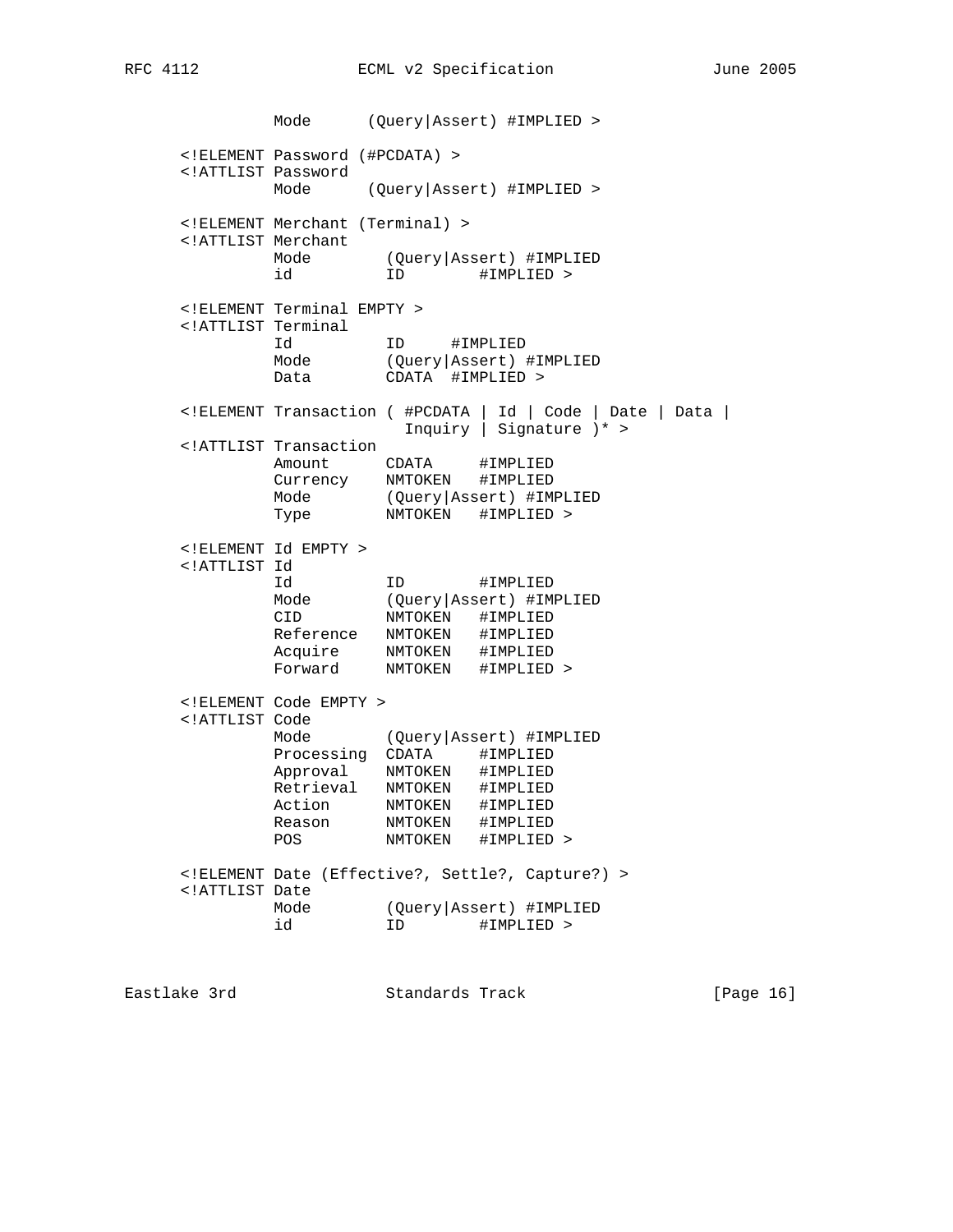```
            Mode      (Query|Assert) #IMPLIED >

      <!ELEMENT Password (#PCDATA) >
      <!ATTLIST Password
            Mode      (Query|Assert) #IMPLIED >

      <!ELEMENT Merchant (Terminal) >
      <!ATTLIST Merchant
            Mode        (Query|Assert) #IMPLIED
            id          ID        #IMPLIED >

      <!ELEMENT Terminal EMPTY >
      <!ATTLIST Terminal
            Id          ID     #IMPLIED
            Mode        (Query|Assert) #IMPLIED
            Data        CDATA  #IMPLIED >

      <!ELEMENT Transaction ( #PCDATA | Id | Code | Date | Data |
                              Inquiry | Signature )* >
      <!ATTLIST Transaction
            Amount      CDATA     #IMPLIED
            Currency    NMTOKEN   #IMPLIED
            Mode        (Query|Assert) #IMPLIED
            Type        NMTOKEN   #IMPLIED >

      <!ELEMENT Id EMPTY >
      <!ATTLIST Id
            Id          ID        #IMPLIED
            Mode        (Query|Assert) #IMPLIED
            CID         NMTOKEN   #IMPLIED
            Reference   NMTOKEN   #IMPLIED
            Acquire     NMTOKEN   #IMPLIED
            Forward     NMTOKEN   #IMPLIED >

      <!ELEMENT Code EMPTY >
      <!ATTLIST Code
            Mode        (Query|Assert) #IMPLIED
            Processing  CDATA     #IMPLIED
            Approval    NMTOKEN   #IMPLIED
            Retrieval   NMTOKEN   #IMPLIED
            Action      NMTOKEN   #IMPLIED
            Reason      NMTOKEN   #IMPLIED
            POS         NMTOKEN   #IMPLIED >

      <!ELEMENT Date (Effective?, Settle?, Capture?) >
      <!ATTLIST Date
            Mode        (Query|Assert) #IMPLIED
            id          ID        #IMPLIED >
```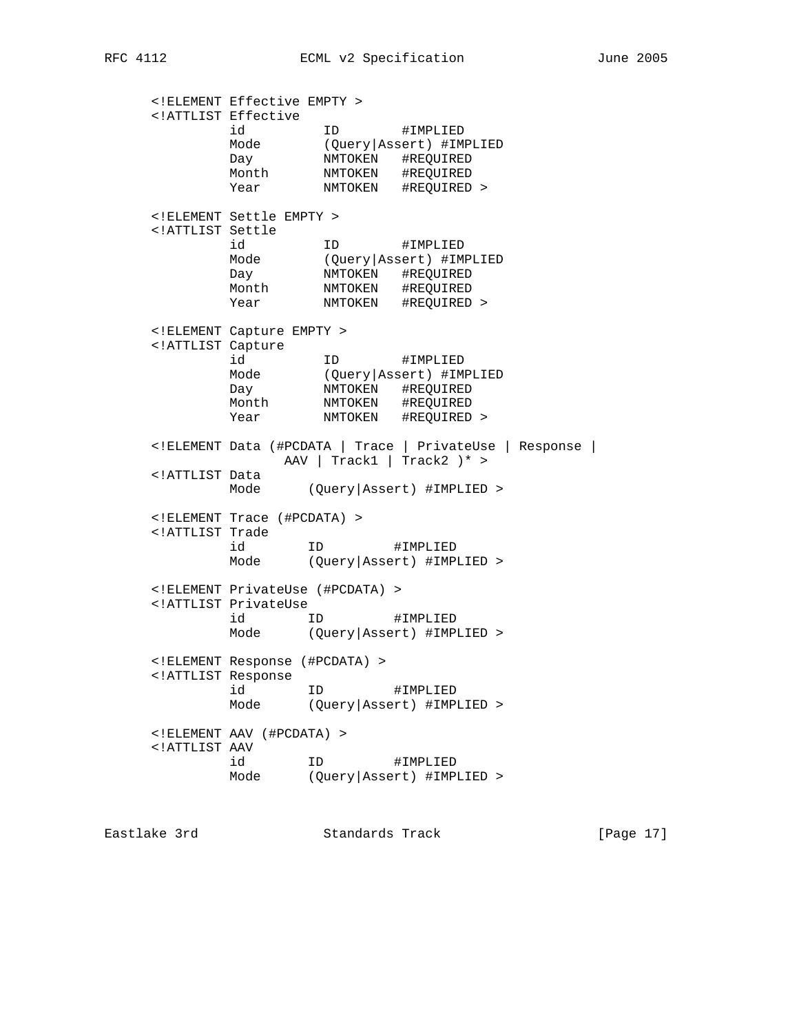```
<!ELEMENT Effective EMPTY >
<!ATTLIST Effective
          id          ID        #IMPLIED
          Mode        (Query|Assert) #IMPLIED
          Day         NMTOKEN   #REQUIRED
          Month       NMTOKEN   #REQUIRED
          Year        NMTOKEN   #REQUIRED >

<!ELEMENT Settle EMPTY >
<!ATTLIST Settle
          id          ID        #IMPLIED
          Mode        (Query|Assert) #IMPLIED
          Day         NMTOKEN   #REQUIRED
          Month       NMTOKEN   #REQUIRED
          Year        NMTOKEN   #REQUIRED >

<!ELEMENT Capture EMPTY >
<!ATTLIST Capture
          id          ID        #IMPLIED
          Mode        (Query|Assert) #IMPLIED
          Day         NMTOKEN   #REQUIRED
          Month       NMTOKEN   #REQUIRED
          Year        NMTOKEN   #REQUIRED >

<!ELEMENT Data (#PCDATA | Trace | PrivateUse | Response |
               AAV | Track1 | Track2 )* >
<!ATTLIST Data
          Mode      (Query|Assert) #IMPLIED >

<!ELEMENT Trace (#PCDATA) >
<!ATTLIST Trade
          id        ID         #IMPLIED
          Mode      (Query|Assert) #IMPLIED >

<!ELEMENT PrivateUse (#PCDATA) >
<!ATTLIST PrivateUse
          id        ID         #IMPLIED
          Mode      (Query|Assert) #IMPLIED >

<!ELEMENT Response (#PCDATA) >
<!ATTLIST Response
          id        ID         #IMPLIED
          Mode      (Query|Assert) #IMPLIED >

<!ELEMENT AAV (#PCDATA) >
<!ATTLIST AAV
          id        ID         #IMPLIED
          Mode      (Query|Assert) #IMPLIED >
```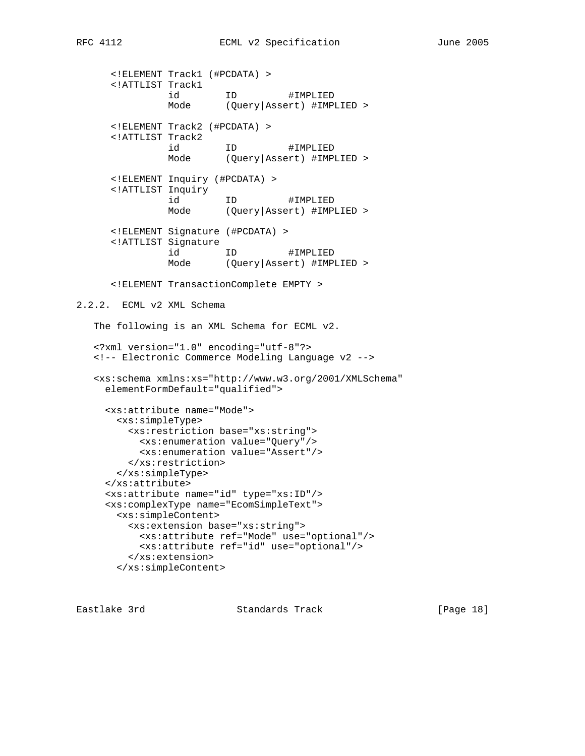```
<!ELEMENT Track1 (#PCDATA) >
<!ATTLIST Track1
          id        ID         #IMPLIED
          Mode      (Query|Assert) #IMPLIED >

<!ELEMENT Track2 (#PCDATA) >
<!ATTLIST Track2
          id        ID         #IMPLIED
          Mode      (Query|Assert) #IMPLIED >

<!ELEMENT Inquiry (#PCDATA) >
<!ATTLIST Inquiry
          id        ID         #IMPLIED
          Mode      (Query|Assert) #IMPLIED >

<!ELEMENT Signature (#PCDATA) >
<!ATTLIST Signature
          id        ID         #IMPLIED
          Mode      (Query|Assert) #IMPLIED >

<!ELEMENT TransactionComplete EMPTY >
```

### 2.2.2. ECML v2 XML Schema

The following is an XML Schema for ECML v2.

```
<?xml version="1.0" encoding="utf-8"?>
<!-- Electronic Commerce Modeling Language v2 -->

<xs:schema xmlns:xs="http://www.w3.org/2001/XMLSchema"
  elementFormDefault="qualified">

  <xs:attribute name="Mode">
    <xs:simpleType>
      <xs:restriction base="xs:string">
        <xs:enumeration value="Query"/>
        <xs:enumeration value="Assert"/>
      </xs:restriction>
    </xs:simpleType>
  </xs:attribute>
  <xs:attribute name="id" type="xs:ID"/>
  <xs:complexType name="EcomSimpleText">
    <xs:simpleContent>
      <xs:extension base="xs:string">
        <xs:attribute ref="Mode" use="optional"/>
        <xs:attribute ref="id" use="optional"/>
      </xs:extension>
    </xs:simpleContent>
```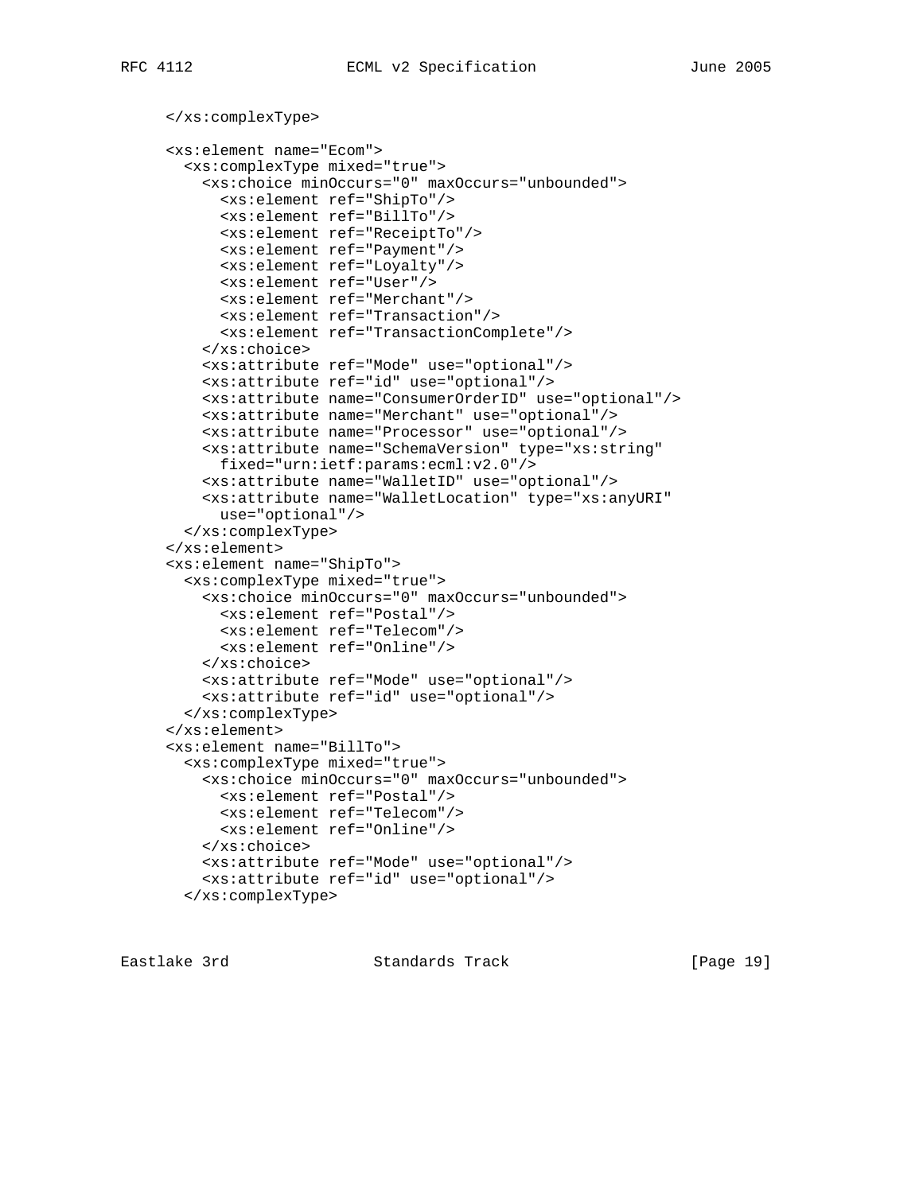```
     </xs:complexType>

     <xs:element name="Ecom">
       <xs:complexType mixed="true">
         <xs:choice minOccurs="0" maxOccurs="unbounded">
           <xs:element ref="ShipTo"/>
           <xs:element ref="BillTo"/>
           <xs:element ref="ReceiptTo"/>
           <xs:element ref="Payment"/>
           <xs:element ref="Loyalty"/>
           <xs:element ref="User"/>
           <xs:element ref="Merchant"/>
           <xs:element ref="Transaction"/>
           <xs:element ref="TransactionComplete"/>
         </xs:choice>
         <xs:attribute ref="Mode" use="optional"/>
         <xs:attribute ref="id" use="optional"/>
         <xs:attribute name="ConsumerOrderID" use="optional"/>
         <xs:attribute name="Merchant" use="optional"/>
         <xs:attribute name="Processor" use="optional"/>
         <xs:attribute name="SchemaVersion" type="xs:string"
           fixed="urn:ietf:params:ecml:v2.0"/>
         <xs:attribute name="WalletID" use="optional"/>
         <xs:attribute name="WalletLocation" type="xs:anyURI"
           use="optional"/>
       </xs:complexType>
     </xs:element>
     <xs:element name="ShipTo">
       <xs:complexType mixed="true">
         <xs:choice minOccurs="0" maxOccurs="unbounded">
           <xs:element ref="Postal"/>
           <xs:element ref="Telecom"/>
           <xs:element ref="Online"/>
         </xs:choice>
         <xs:attribute ref="Mode" use="optional"/>
         <xs:attribute ref="id" use="optional"/>
       </xs:complexType>
     </xs:element>
     <xs:element name="BillTo">
       <xs:complexType mixed="true">
         <xs:choice minOccurs="0" maxOccurs="unbounded">
           <xs:element ref="Postal"/>
           <xs:element ref="Telecom"/>
           <xs:element ref="Online"/>
         </xs:choice>
         <xs:attribute ref="Mode" use="optional"/>
         <xs:attribute ref="id" use="optional"/>
       </xs:complexType>
```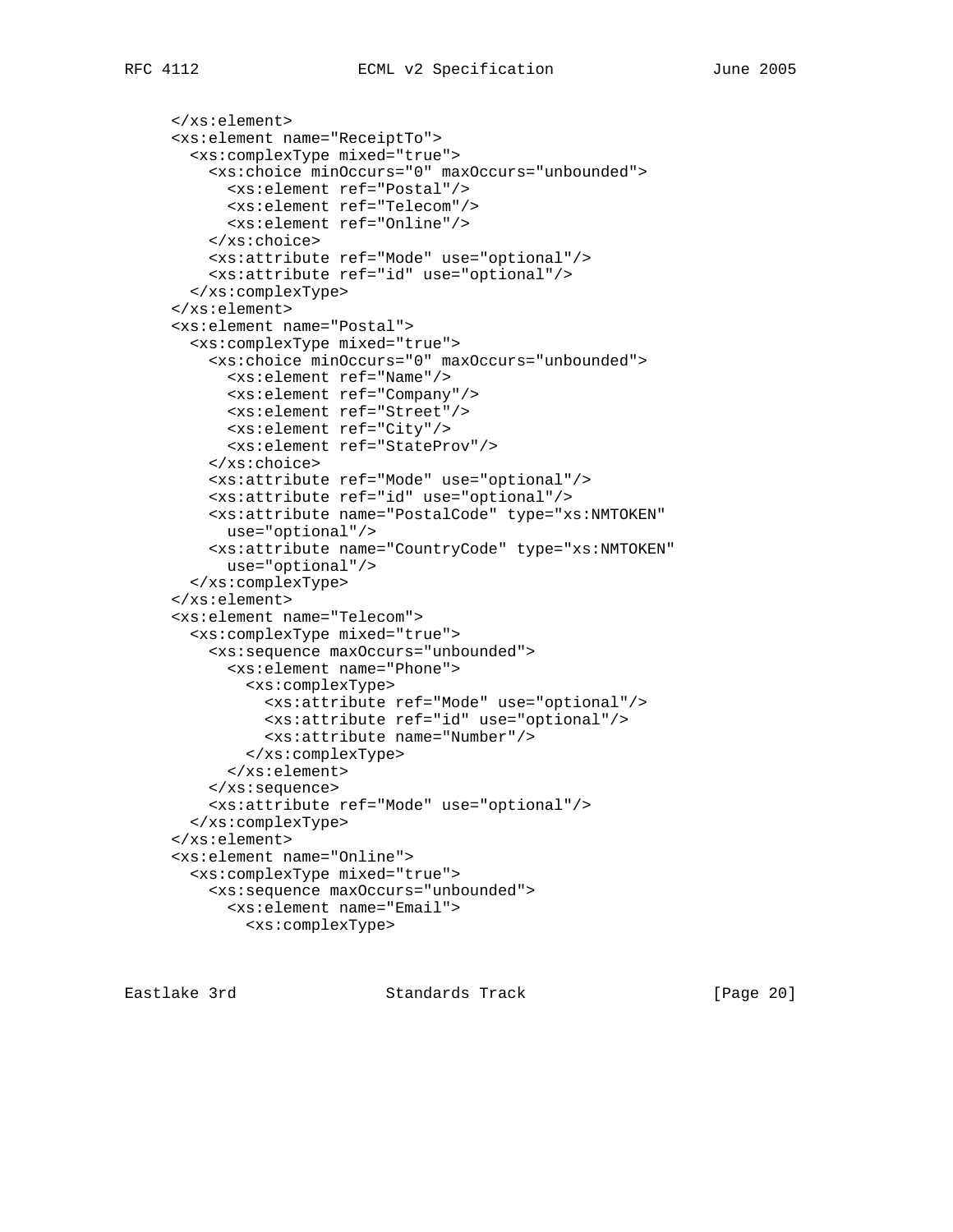```
    </xs:element>
    <xs:element name="ReceiptTo">
      <xs:complexType mixed="true">
        <xs:choice minOccurs="0" maxOccurs="unbounded">
          <xs:element ref="Postal"/>
          <xs:element ref="Telecom"/>
          <xs:element ref="Online"/>
        </xs:choice>
        <xs:attribute ref="Mode" use="optional"/>
        <xs:attribute ref="id" use="optional"/>
      </xs:complexType>
    </xs:element>
    <xs:element name="Postal">
      <xs:complexType mixed="true">
        <xs:choice minOccurs="0" maxOccurs="unbounded">
          <xs:element ref="Name"/>
          <xs:element ref="Company"/>
          <xs:element ref="Street"/>
          <xs:element ref="City"/>
          <xs:element ref="StateProv"/>
        </xs:choice>
        <xs:attribute ref="Mode" use="optional"/>
        <xs:attribute ref="id" use="optional"/>
        <xs:attribute name="PostalCode" type="xs:NMTOKEN"
          use="optional"/>
        <xs:attribute name="CountryCode" type="xs:NMTOKEN"
          use="optional"/>
      </xs:complexType>
    </xs:element>
    <xs:element name="Telecom">
      <xs:complexType mixed="true">
        <xs:sequence maxOccurs="unbounded">
          <xs:element name="Phone">
            <xs:complexType>
              <xs:attribute ref="Mode" use="optional"/>
              <xs:attribute ref="id" use="optional"/>
              <xs:attribute name="Number"/>
            </xs:complexType>
          </xs:element>
        </xs:sequence>
        <xs:attribute ref="Mode" use="optional"/>
      </xs:complexType>
    </xs:element>
    <xs:element name="Online">
      <xs:complexType mixed="true">
        <xs:sequence maxOccurs="unbounded">
          <xs:element name="Email">
            <xs:complexType>
```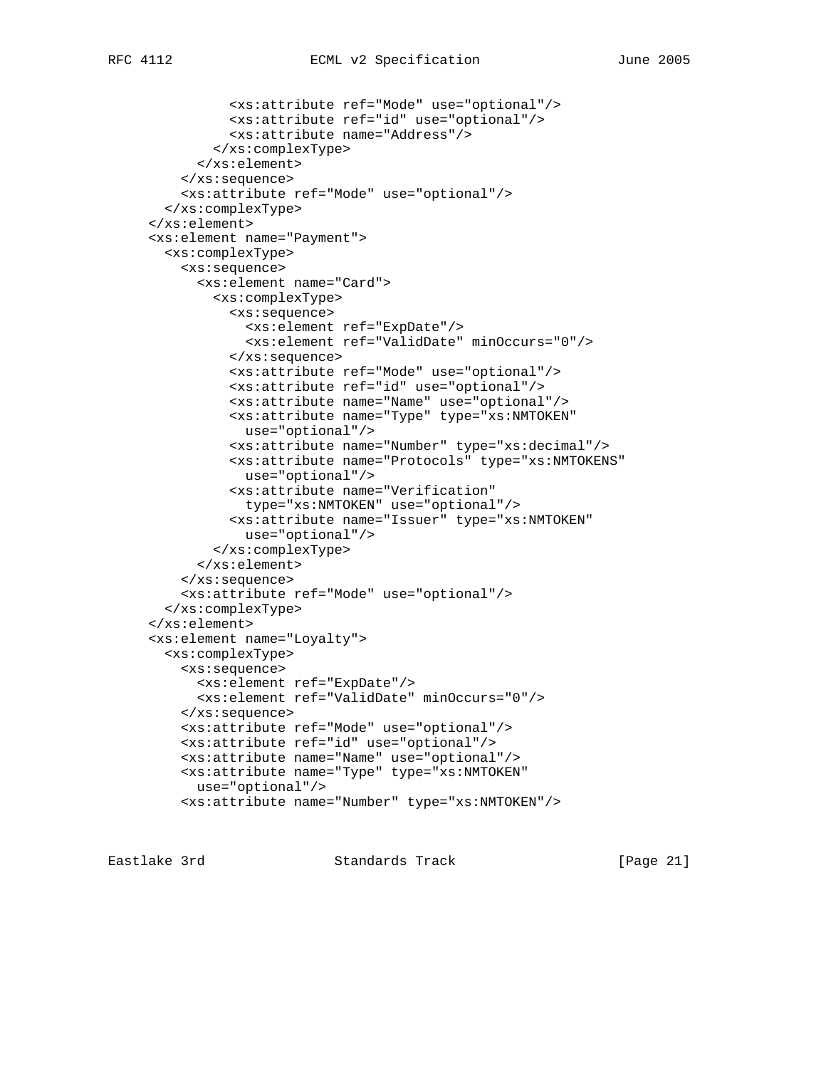```
              <xs:attribute ref="Mode" use="optional"/>
              <xs:attribute ref="id" use="optional"/>
              <xs:attribute name="Address"/>
            </xs:complexType>
          </xs:element>
        </xs:sequence>
        <xs:attribute ref="Mode" use="optional"/>
      </xs:complexType>
    </xs:element>
    <xs:element name="Payment">
      <xs:complexType>
        <xs:sequence>
          <xs:element name="Card">
            <xs:complexType>
              <xs:sequence>
                <xs:element ref="ExpDate"/>
                <xs:element ref="ValidDate" minOccurs="0"/>
              </xs:sequence>
              <xs:attribute ref="Mode" use="optional"/>
              <xs:attribute ref="id" use="optional"/>
              <xs:attribute name="Name" use="optional"/>
              <xs:attribute name="Type" type="xs:NMTOKEN"
                use="optional"/>
              <xs:attribute name="Number" type="xs:decimal"/>
              <xs:attribute name="Protocols" type="xs:NMTOKENS"
                use="optional"/>
              <xs:attribute name="Verification"
                type="xs:NMTOKEN" use="optional"/>
              <xs:attribute name="Issuer" type="xs:NMTOKEN"
                use="optional"/>
            </xs:complexType>
          </xs:element>
        </xs:sequence>
        <xs:attribute ref="Mode" use="optional"/>
      </xs:complexType>
    </xs:element>
    <xs:element name="Loyalty">
      <xs:complexType>
        <xs:sequence>
          <xs:element ref="ExpDate"/>
          <xs:element ref="ValidDate" minOccurs="0"/>
        </xs:sequence>
        <xs:attribute ref="Mode" use="optional"/>
        <xs:attribute ref="id" use="optional"/>
        <xs:attribute name="Name" use="optional"/>
        <xs:attribute name="Type" type="xs:NMTOKEN"
          use="optional"/>
        <xs:attribute name="Number" type="xs:NMTOKEN"/>
```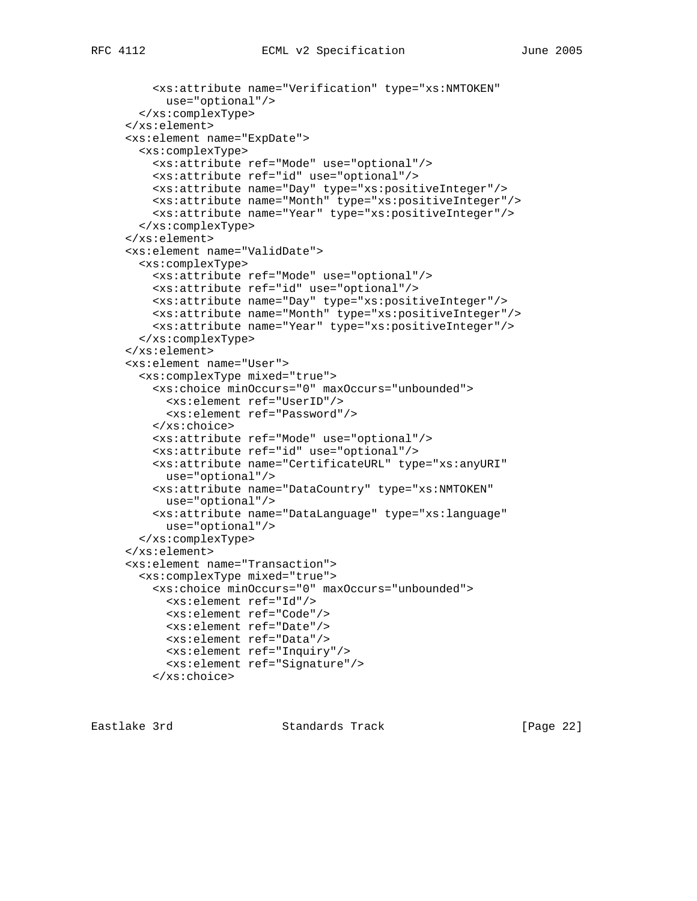```
        <xs:attribute name="Verification" type="xs:NMTOKEN"
          use="optional"/>
      </xs:complexType>
    </xs:element>
    <xs:element name="ExpDate">
      <xs:complexType>
        <xs:attribute ref="Mode" use="optional"/>
        <xs:attribute ref="id" use="optional"/>
        <xs:attribute name="Day" type="xs:positiveInteger"/>
        <xs:attribute name="Month" type="xs:positiveInteger"/>
        <xs:attribute name="Year" type="xs:positiveInteger"/>
      </xs:complexType>
    </xs:element>
    <xs:element name="ValidDate">
      <xs:complexType>
        <xs:attribute ref="Mode" use="optional"/>
        <xs:attribute ref="id" use="optional"/>
        <xs:attribute name="Day" type="xs:positiveInteger"/>
        <xs:attribute name="Month" type="xs:positiveInteger"/>
        <xs:attribute name="Year" type="xs:positiveInteger"/>
      </xs:complexType>
    </xs:element>
    <xs:element name="User">
      <xs:complexType mixed="true">
        <xs:choice minOccurs="0" maxOccurs="unbounded">
          <xs:element ref="UserID"/>
          <xs:element ref="Password"/>
        </xs:choice>
        <xs:attribute ref="Mode" use="optional"/>
        <xs:attribute ref="id" use="optional"/>
        <xs:attribute name="CertificateURL" type="xs:anyURI"
          use="optional"/>
        <xs:attribute name="DataCountry" type="xs:NMTOKEN"
          use="optional"/>
        <xs:attribute name="DataLanguage" type="xs:language"
          use="optional"/>
      </xs:complexType>
    </xs:element>
    <xs:element name="Transaction">
      <xs:complexType mixed="true">
        <xs:choice minOccurs="0" maxOccurs="unbounded">
          <xs:element ref="Id"/>
          <xs:element ref="Code"/>
          <xs:element ref="Date"/>
          <xs:element ref="Data"/>
          <xs:element ref="Inquiry"/>
          <xs:element ref="Signature"/>
        </xs:choice>
```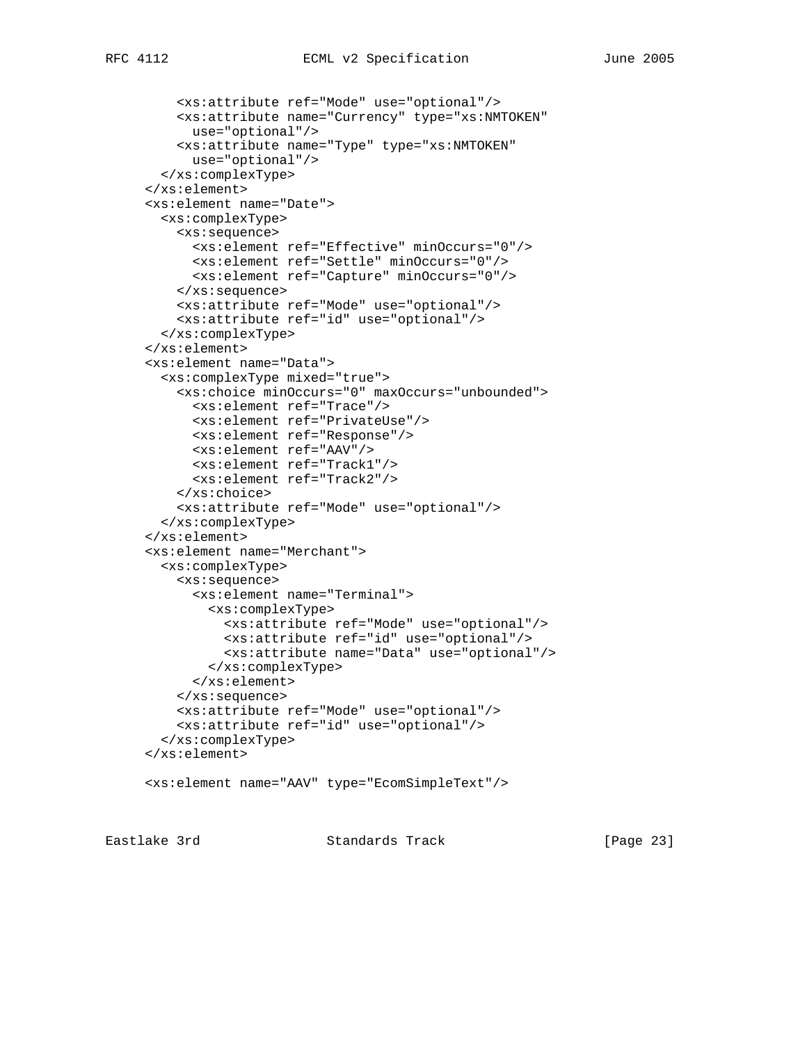```
        <xs:attribute ref="Mode" use="optional"/>
        <xs:attribute name="Currency" type="xs:NMTOKEN"
          use="optional"/>
        <xs:attribute name="Type" type="xs:NMTOKEN"
          use="optional"/>
      </xs:complexType>
    </xs:element>
    <xs:element name="Date">
      <xs:complexType>
        <xs:sequence>
          <xs:element ref="Effective" minOccurs="0"/>
          <xs:element ref="Settle" minOccurs="0"/>
          <xs:element ref="Capture" minOccurs="0"/>
        </xs:sequence>
        <xs:attribute ref="Mode" use="optional"/>
        <xs:attribute ref="id" use="optional"/>
      </xs:complexType>
    </xs:element>
    <xs:element name="Data">
      <xs:complexType mixed="true">
        <xs:choice minOccurs="0" maxOccurs="unbounded">
          <xs:element ref="Trace"/>
          <xs:element ref="PrivateUse"/>
          <xs:element ref="Response"/>
          <xs:element ref="AAV"/>
          <xs:element ref="Track1"/>
          <xs:element ref="Track2"/>
        </xs:choice>
        <xs:attribute ref="Mode" use="optional"/>
      </xs:complexType>
    </xs:element>
    <xs:element name="Merchant">
      <xs:complexType>
        <xs:sequence>
          <xs:element name="Terminal">
            <xs:complexType>
              <xs:attribute ref="Mode" use="optional"/>
              <xs:attribute ref="id" use="optional"/>
              <xs:attribute name="Data" use="optional"/>
            </xs:complexType>
          </xs:element>
        </xs:sequence>
        <xs:attribute ref="Mode" use="optional"/>
        <xs:attribute ref="id" use="optional"/>
      </xs:complexType>
    </xs:element>

    <xs:element name="AAV" type="EcomSimpleText"/>
```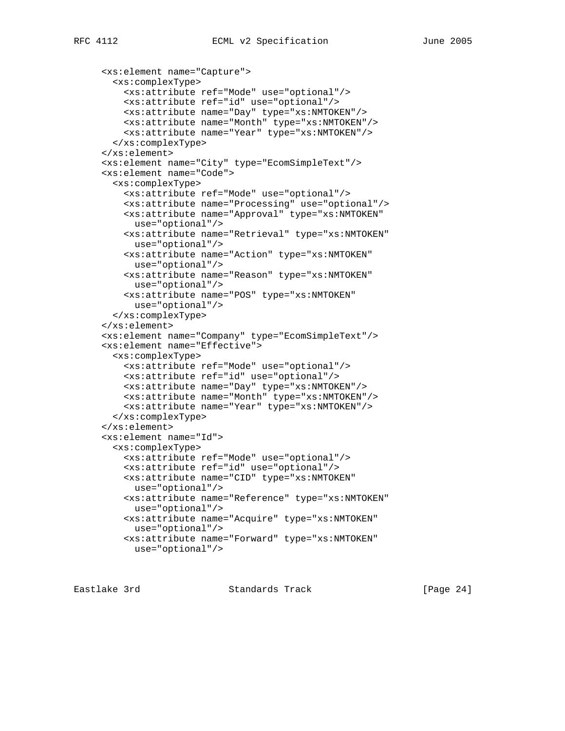```
<xs:element name="Capture">
  <xs:complexType>
    <xs:attribute ref="Mode" use="optional"/>
    <xs:attribute ref="id" use="optional"/>
    <xs:attribute name="Day" type="xs:NMTOKEN"/>
    <xs:attribute name="Month" type="xs:NMTOKEN"/>
    <xs:attribute name="Year" type="xs:NMTOKEN"/>
  </xs:complexType>
</xs:element>
<xs:element name="City" type="EcomSimpleText"/>
<xs:element name="Code">
  <xs:complexType>
    <xs:attribute ref="Mode" use="optional"/>
    <xs:attribute name="Processing" use="optional"/>
    <xs:attribute name="Approval" type="xs:NMTOKEN"
      use="optional"/>
    <xs:attribute name="Retrieval" type="xs:NMTOKEN"
      use="optional"/>
    <xs:attribute name="Action" type="xs:NMTOKEN"
      use="optional"/>
    <xs:attribute name="Reason" type="xs:NMTOKEN"
      use="optional"/>
    <xs:attribute name="POS" type="xs:NMTOKEN"
      use="optional"/>
  </xs:complexType>
</xs:element>
<xs:element name="Company" type="EcomSimpleText"/>
<xs:element name="Effective">
  <xs:complexType>
    <xs:attribute ref="Mode" use="optional"/>
    <xs:attribute ref="id" use="optional"/>
    <xs:attribute name="Day" type="xs:NMTOKEN"/>
    <xs:attribute name="Month" type="xs:NMTOKEN"/>
    <xs:attribute name="Year" type="xs:NMTOKEN"/>
  </xs:complexType>
</xs:element>
<xs:element name="Id">
  <xs:complexType>
    <xs:attribute ref="Mode" use="optional"/>
    <xs:attribute ref="id" use="optional"/>
    <xs:attribute name="CID" type="xs:NMTOKEN"
      use="optional"/>
    <xs:attribute name="Reference" type="xs:NMTOKEN"
      use="optional"/>
    <xs:attribute name="Acquire" type="xs:NMTOKEN"
      use="optional"/>
    <xs:attribute name="Forward" type="xs:NMTOKEN"
      use="optional"/>
```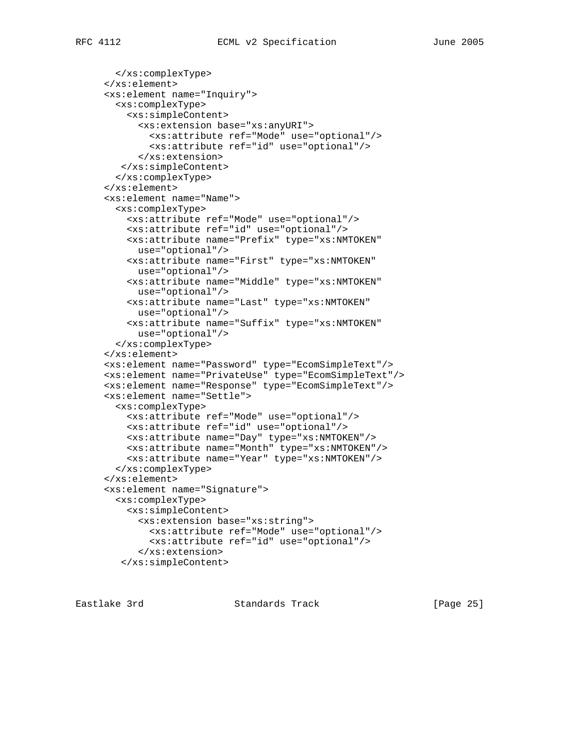```
      </xs:complexType>
    </xs:element>
    <xs:element name="Inquiry">
      <xs:complexType>
        <xs:simpleContent>
          <xs:extension base="xs:anyURI">
            <xs:attribute ref="Mode" use="optional"/>
            <xs:attribute ref="id" use="optional"/>
          </xs:extension>
       </xs:simpleContent>
      </xs:complexType>
    </xs:element>
    <xs:element name="Name">
      <xs:complexType>
        <xs:attribute ref="Mode" use="optional"/>
        <xs:attribute ref="id" use="optional"/>
        <xs:attribute name="Prefix" type="xs:NMTOKEN"
          use="optional"/>
        <xs:attribute name="First" type="xs:NMTOKEN"
          use="optional"/>
        <xs:attribute name="Middle" type="xs:NMTOKEN"
          use="optional"/>
        <xs:attribute name="Last" type="xs:NMTOKEN"
          use="optional"/>
        <xs:attribute name="Suffix" type="xs:NMTOKEN"
          use="optional"/>
      </xs:complexType>
    </xs:element>
    <xs:element name="Password" type="EcomSimpleText"/>
    <xs:element name="PrivateUse" type="EcomSimpleText"/>
    <xs:element name="Response" type="EcomSimpleText"/>
    <xs:element name="Settle">
      <xs:complexType>
        <xs:attribute ref="Mode" use="optional"/>
        <xs:attribute ref="id" use="optional"/>
        <xs:attribute name="Day" type="xs:NMTOKEN"/>
        <xs:attribute name="Month" type="xs:NMTOKEN"/>
        <xs:attribute name="Year" type="xs:NMTOKEN"/>
      </xs:complexType>
    </xs:element>
    <xs:element name="Signature">
      <xs:complexType>
        <xs:simpleContent>
          <xs:extension base="xs:string">
            <xs:attribute ref="Mode" use="optional"/>
            <xs:attribute ref="id" use="optional"/>
          </xs:extension>
       </xs:simpleContent>
```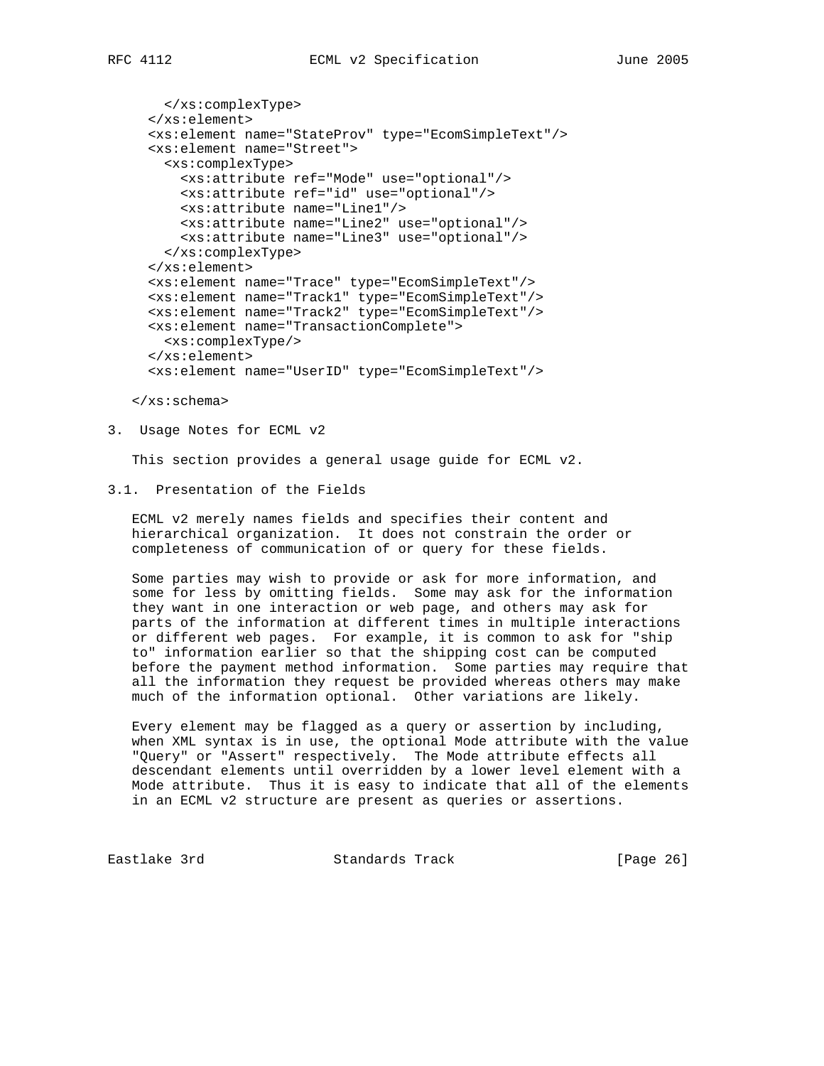```
      </xs:complexType>
    </xs:element>
    <xs:element name="StateProv" type="EcomSimpleText"/>
    <xs:element name="Street">
      <xs:complexType>
        <xs:attribute ref="Mode" use="optional"/>
        <xs:attribute ref="id" use="optional"/>
        <xs:attribute name="Line1"/>
        <xs:attribute name="Line2" use="optional"/>
        <xs:attribute name="Line3" use="optional"/>
      </xs:complexType>
    </xs:element>
    <xs:element name="Trace" type="EcomSimpleText"/>
    <xs:element name="Track1" type="EcomSimpleText"/>
    <xs:element name="Track2" type="EcomSimpleText"/>
    <xs:element name="TransactionComplete">
      <xs:complexType/>
    </xs:element>
    <xs:element name="UserID" type="EcomSimpleText"/>

  </xs:schema>
```

## 3. Usage Notes for ECML v2

This section provides a general usage guide for ECML v2.

### 3.1. Presentation of the Fields

ECML v2 merely names fields and specifies their content and hierarchical organization. It does not constrain the order or completeness of communication of or query for these fields.

Some parties may wish to provide or ask for more information, and some for less by omitting fields. Some may ask for the information they want in one interaction or web page, and others may ask for parts of the information at different times in multiple interactions or different web pages. For example, it is common to ask for "ship to" information earlier so that the shipping cost can be computed before the payment method information. Some parties may require that all the information they request be provided whereas others may make much of the information optional. Other variations are likely.

Every element may be flagged as a query or assertion by including, when XML syntax is in use, the optional Mode attribute with the value "Query" or "Assert" respectively. The Mode attribute effects all descendant elements until overridden by a lower level element with a Mode attribute. Thus it is easy to indicate that all of the elements in an ECML v2 structure are present as queries or assertions.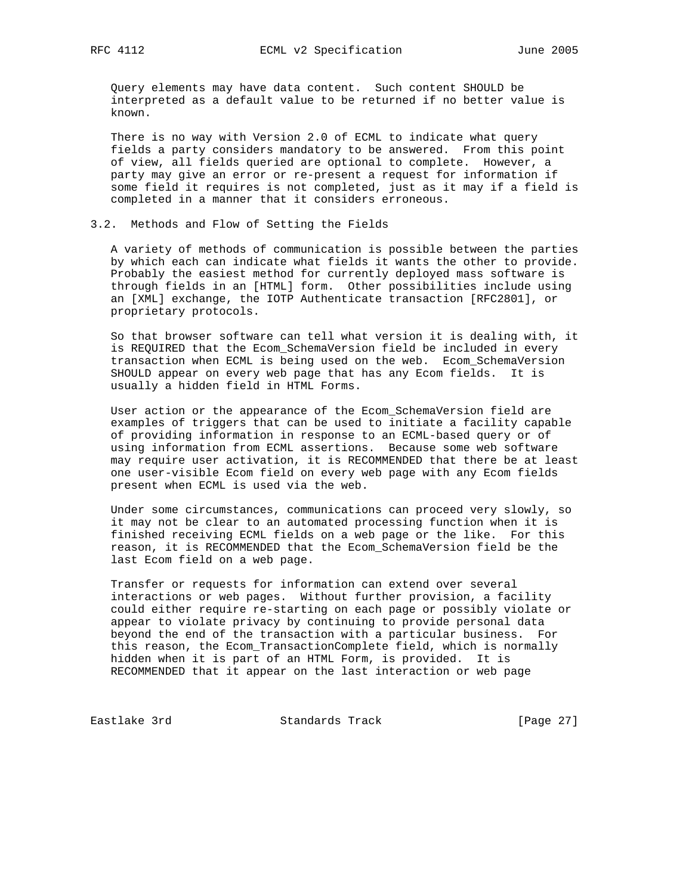Query elements may have data content. Such content SHOULD be interpreted as a default value to be returned if no better value is known.

There is no way with Version 2.0 of ECML to indicate what query fields a party considers mandatory to be answered. From this point of view, all fields queried are optional to complete. However, a party may give an error or re-present a request for information if some field it requires is not completed, just as it may if a field is completed in a manner that it considers erroneous.

### 3.2. Methods and Flow of Setting the Fields

A variety of methods of communication is possible between the parties by which each can indicate what fields it wants the other to provide. Probably the easiest method for currently deployed mass software is through fields in an [HTML] form. Other possibilities include using an [XML] exchange, the IOTP Authenticate transaction [RFC2801], or proprietary protocols.

So that browser software can tell what version it is dealing with, it is REQUIRED that the Ecom_SchemaVersion field be included in every transaction when ECML is being used on the web. Ecom_SchemaVersion SHOULD appear on every web page that has any Ecom fields. It is usually a hidden field in HTML Forms.

User action or the appearance of the Ecom_SchemaVersion field are examples of triggers that can be used to initiate a facility capable of providing information in response to an ECML-based query or of using information from ECML assertions. Because some web software may require user activation, it is RECOMMENDED that there be at least one user-visible Ecom field on every web page with any Ecom fields present when ECML is used via the web.

Under some circumstances, communications can proceed very slowly, so it may not be clear to an automated processing function when it is finished receiving ECML fields on a web page or the like. For this reason, it is RECOMMENDED that the Ecom_SchemaVersion field be the last Ecom field on a web page.

Transfer or requests for information can extend over several interactions or web pages. Without further provision, a facility could either require re-starting on each page or possibly violate or appear to violate privacy by continuing to provide personal data beyond the end of the transaction with a particular business. For this reason, the Ecom_TransactionComplete field, which is normally hidden when it is part of an HTML Form, is provided. It is RECOMMENDED that it appear on the last interaction or web page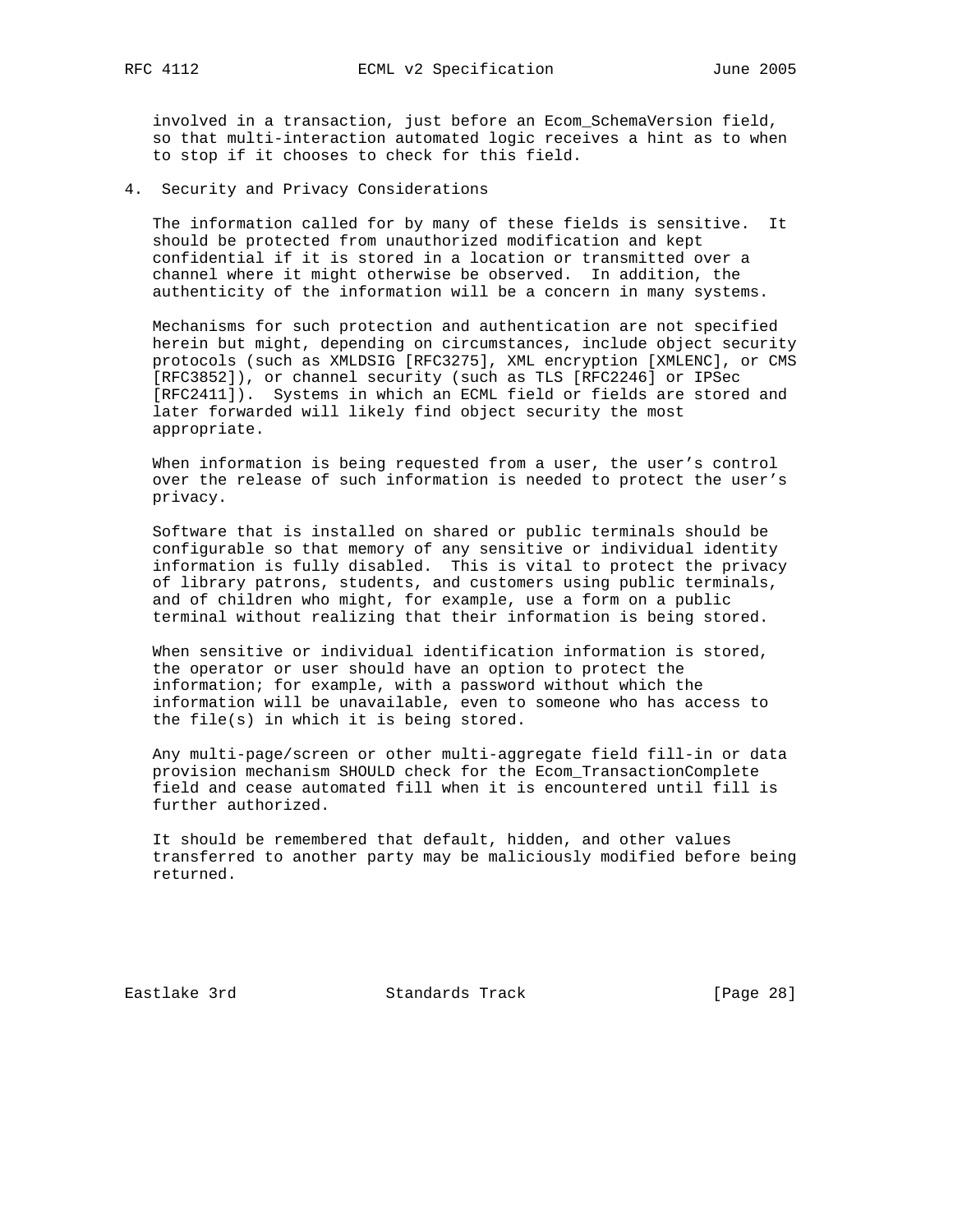involved in a transaction, just before an Ecom_SchemaVersion field, so that multi-interaction automated logic receives a hint as to when to stop if it chooses to check for this field.

## 4. Security and Privacy Considerations

The information called for by many of these fields is sensitive. It should be protected from unauthorized modification and kept confidential if it is stored in a location or transmitted over a channel where it might otherwise be observed. In addition, the authenticity of the information will be a concern in many systems.

Mechanisms for such protection and authentication are not specified herein but might, depending on circumstances, include object security protocols (such as XMLDSIG [RFC3275], XML encryption [XMLENC], or CMS [RFC3852]), or channel security (such as TLS [RFC2246] or IPSec [RFC2411]). Systems in which an ECML field or fields are stored and later forwarded will likely find object security the most appropriate.

When information is being requested from a user, the user's control over the release of such information is needed to protect the user's privacy.

Software that is installed on shared or public terminals should be configurable so that memory of any sensitive or individual identity information is fully disabled. This is vital to protect the privacy of library patrons, students, and customers using public terminals, and of children who might, for example, use a form on a public terminal without realizing that their information is being stored.

When sensitive or individual identification information is stored, the operator or user should have an option to protect the information; for example, with a password without which the information will be unavailable, even to someone who has access to the file(s) in which it is being stored.

Any multi-page/screen or other multi-aggregate field fill-in or data provision mechanism SHOULD check for the Ecom_TransactionComplete field and cease automated fill when it is encountered until fill is further authorized.

It should be remembered that default, hidden, and other values transferred to another party may be maliciously modified before being returned.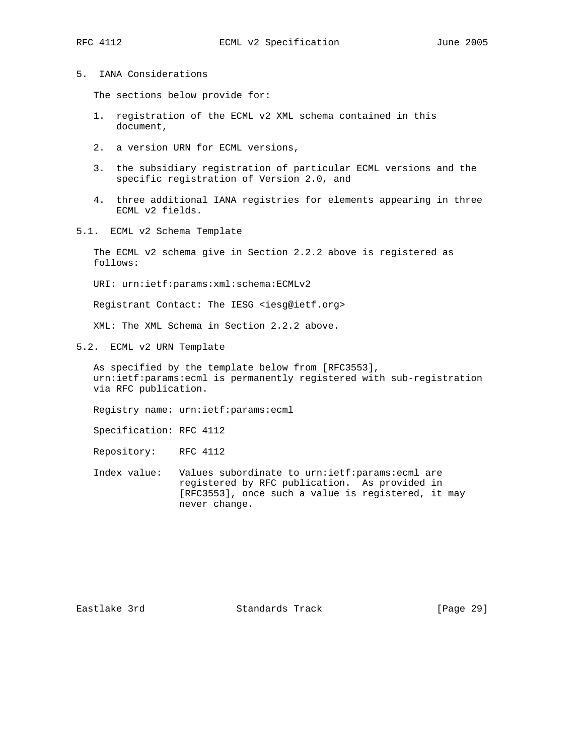## 5. IANA Considerations

The sections below provide for:

1. registration of the ECML v2 XML schema contained in this document,

2. a version URN for ECML versions,

3. the subsidiary registration of particular ECML versions and the specific registration of Version 2.0, and

4. three additional IANA registries for elements appearing in three ECML v2 fields.

### 5.1. ECML v2 Schema Template

The ECML v2 schema give in Section 2.2.2 above is registered as follows:

URI: urn:ietf:params:xml:schema:ECMLv2

Registrant Contact: The IESG <iesg@ietf.org>

XML: The XML Schema in Section 2.2.2 above.

### 5.2. ECML v2 URN Template

As specified by the template below from [RFC3553], urn:ietf:params:ecml is permanently registered with sub-registration via RFC publication.

Registry name: urn:ietf:params:ecml

Specification: RFC 4112

Repository: RFC 4112

Index value: Values subordinate to urn:ietf:params:ecml are registered by RFC publication. As provided in [RFC3553], once such a value is registered, it may never change.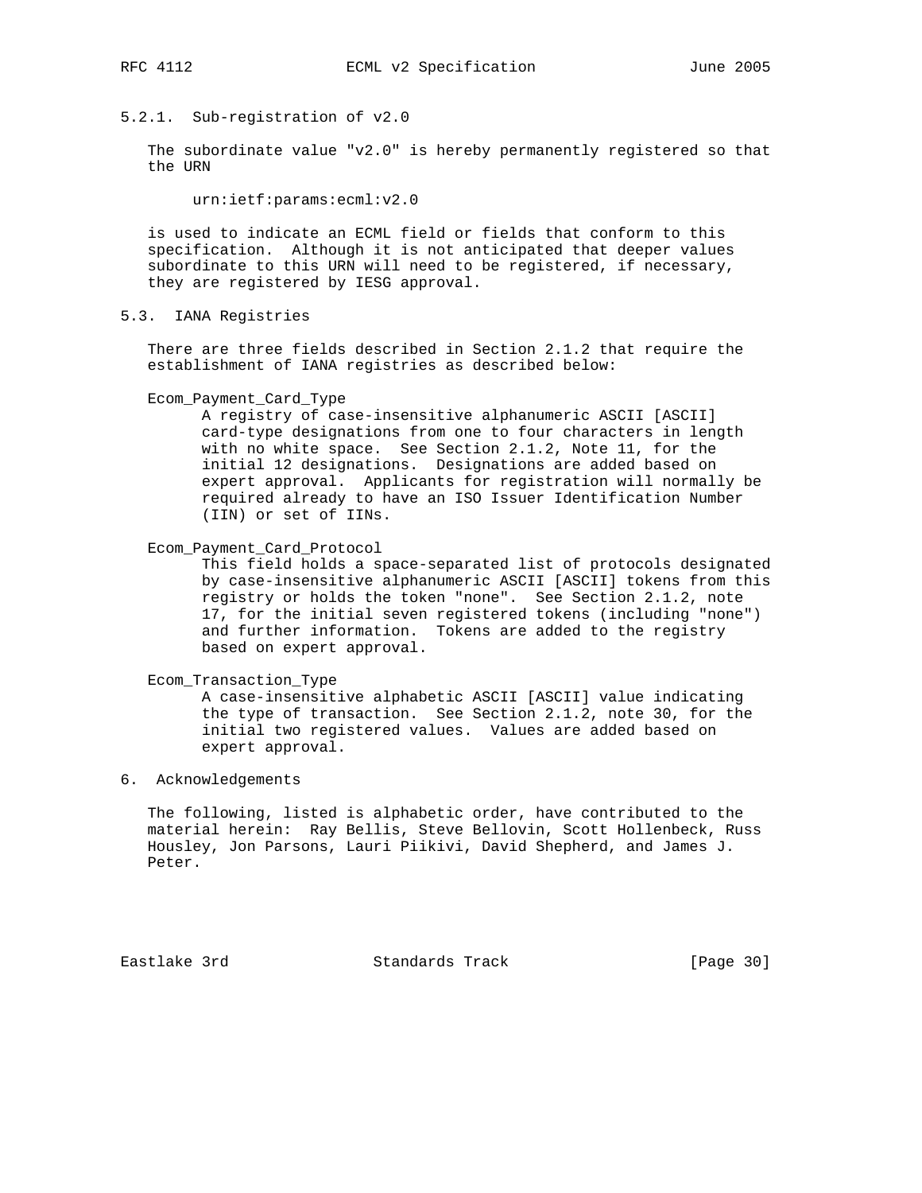### 5.2.1. Sub-registration of v2.0

The subordinate value "v2.0" is hereby permanently registered so that the URN

```
urn:ietf:params:ecml:v2.0
```

is used to indicate an ECML field or fields that conform to this specification. Although it is not anticipated that deeper values subordinate to this URN will need to be registered, if necessary, they are registered by IESG approval.

## 5.3. IANA Registries

There are three fields described in Section 2.1.2 that require the establishment of IANA registries as described below:

Ecom_Payment_Card_Type
: A registry of case-insensitive alphanumeric ASCII [ASCII] card-type designations from one to four characters in length with no white space. See Section 2.1.2, Note 11, for the initial 12 designations. Designations are added based on expert approval. Applicants for registration will normally be required already to have an ISO Issuer Identification Number (IIN) or set of IINs.

Ecom_Payment_Card_Protocol
: This field holds a space-separated list of protocols designated by case-insensitive alphanumeric ASCII [ASCII] tokens from this registry or holds the token "none". See Section 2.1.2, note 17, for the initial seven registered tokens (including "none") and further information. Tokens are added to the registry based on expert approval.

Ecom_Transaction_Type
: A case-insensitive alphabetic ASCII [ASCII] value indicating the type of transaction. See Section 2.1.2, note 30, for the initial two registered values. Values are added based on expert approval.

# 6. Acknowledgements

The following, listed is alphabetic order, have contributed to the material herein: Ray Bellis, Steve Bellovin, Scott Hollenbeck, Russ Housley, Jon Parsons, Lauri Piikivi, David Shepherd, and James J. Peter.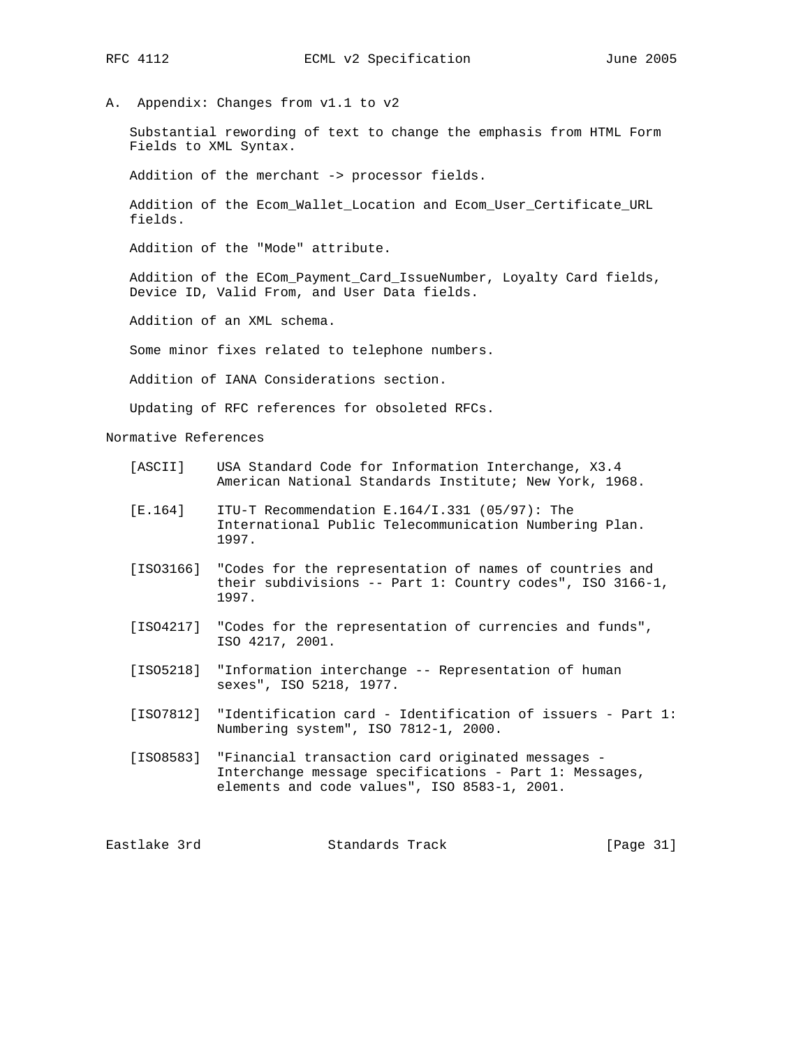## A. Appendix: Changes from v1.1 to v2

Substantial rewording of text to change the emphasis from HTML Form Fields to XML Syntax.

Addition of the merchant -> processor fields.

Addition of the Ecom_Wallet_Location and Ecom_User_Certificate_URL fields.

Addition of the "Mode" attribute.

Addition of the ECom_Payment_Card_IssueNumber, Loyalty Card fields, Device ID, Valid From, and User Data fields.

Addition of an XML schema.

Some minor fixes related to telephone numbers.

Addition of IANA Considerations section.

Updating of RFC references for obsoleted RFCs.

## Normative References

[ASCII] USA Standard Code for Information Interchange, X3.4 American National Standards Institute; New York, 1968.

[E.164] ITU-T Recommendation E.164/I.331 (05/97): The International Public Telecommunication Numbering Plan. 1997.

[ISO3166] "Codes for the representation of names of countries and their subdivisions -- Part 1: Country codes", ISO 3166-1, 1997.

[ISO4217] "Codes for the representation of currencies and funds", ISO 4217, 2001.

[ISO5218] "Information interchange -- Representation of human sexes", ISO 5218, 1977.

[ISO7812] "Identification card - Identification of issuers - Part 1: Numbering system", ISO 7812-1, 2000.

[ISO8583] "Financial transaction card originated messages - Interchange message specifications - Part 1: Messages, elements and code values", ISO 8583-1, 2001.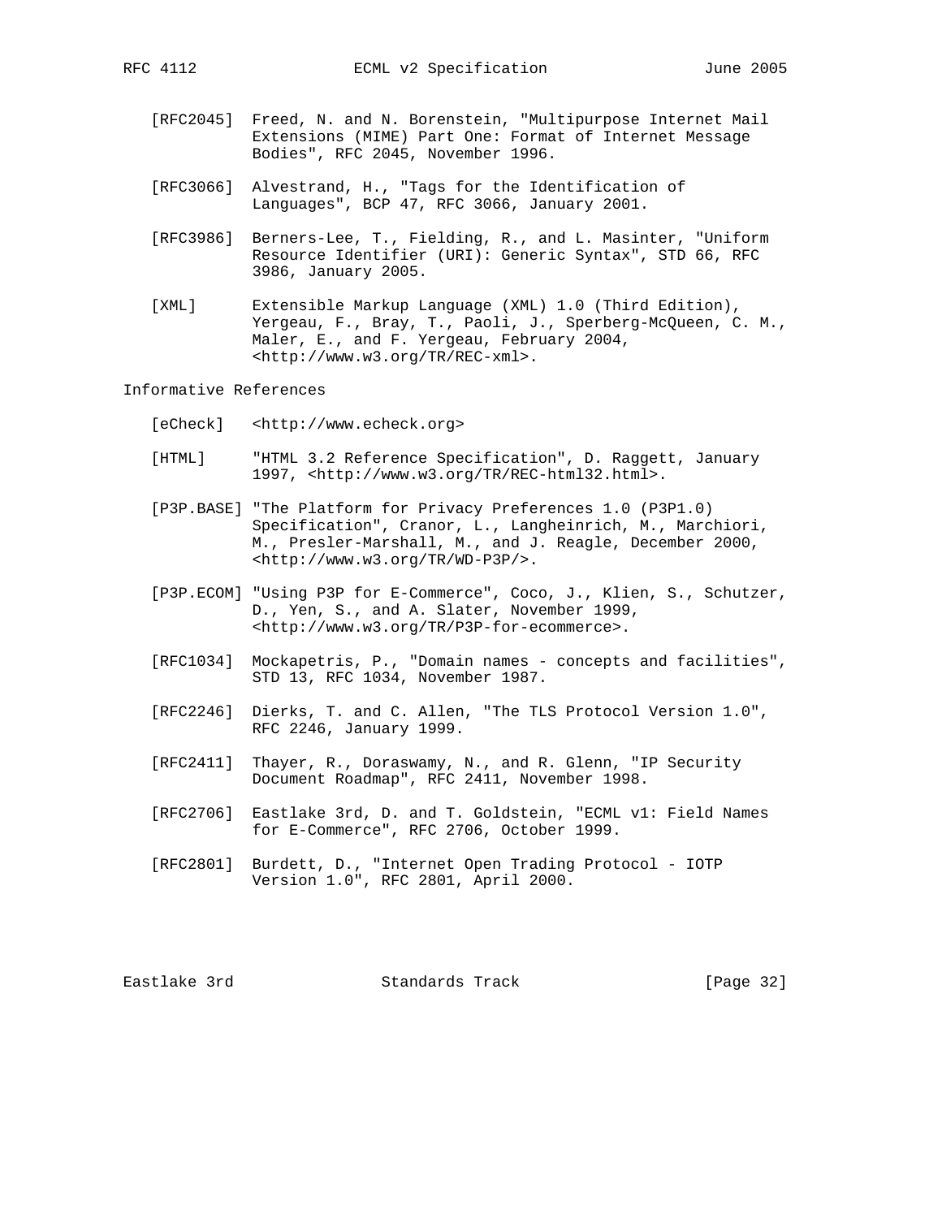[RFC2045] Freed, N. and N. Borenstein, "Multipurpose Internet Mail Extensions (MIME) Part One: Format of Internet Message Bodies", RFC 2045, November 1996.

[RFC3066] Alvestrand, H., "Tags for the Identification of Languages", BCP 47, RFC 3066, January 2001.

[RFC3986] Berners-Lee, T., Fielding, R., and L. Masinter, "Uniform Resource Identifier (URI): Generic Syntax", STD 66, RFC 3986, January 2005.

[XML] Extensible Markup Language (XML) 1.0 (Third Edition), Yergeau, F., Bray, T., Paoli, J., Sperberg-McQueen, C. M., Maler, E., and F. Yergeau, February 2004, <http://www.w3.org/TR/REC-xml>.

Informative References

[eCheck] <http://www.echeck.org>

[HTML] "HTML 3.2 Reference Specification", D. Raggett, January 1997, <http://www.w3.org/TR/REC-html32.html>.

[P3P.BASE] "The Platform for Privacy Preferences 1.0 (P3P1.0) Specification", Cranor, L., Langheinrich, M., Marchiori, M., Presler-Marshall, M., and J. Reagle, December 2000, <http://www.w3.org/TR/WD-P3P/>.

[P3P.ECOM] "Using P3P for E-Commerce", Coco, J., Klien, S., Schutzer, D., Yen, S., and A. Slater, November 1999, <http://www.w3.org/TR/P3P-for-ecommerce>.

[RFC1034] Mockapetris, P., "Domain names - concepts and facilities", STD 13, RFC 1034, November 1987.

[RFC2246] Dierks, T. and C. Allen, "The TLS Protocol Version 1.0", RFC 2246, January 1999.

[RFC2411] Thayer, R., Doraswamy, N., and R. Glenn, "IP Security Document Roadmap", RFC 2411, November 1998.

[RFC2706] Eastlake 3rd, D. and T. Goldstein, "ECML v1: Field Names for E-Commerce", RFC 2706, October 1999.

[RFC2801] Burdett, D., "Internet Open Trading Protocol - IOTP Version 1.0", RFC 2801, April 2000.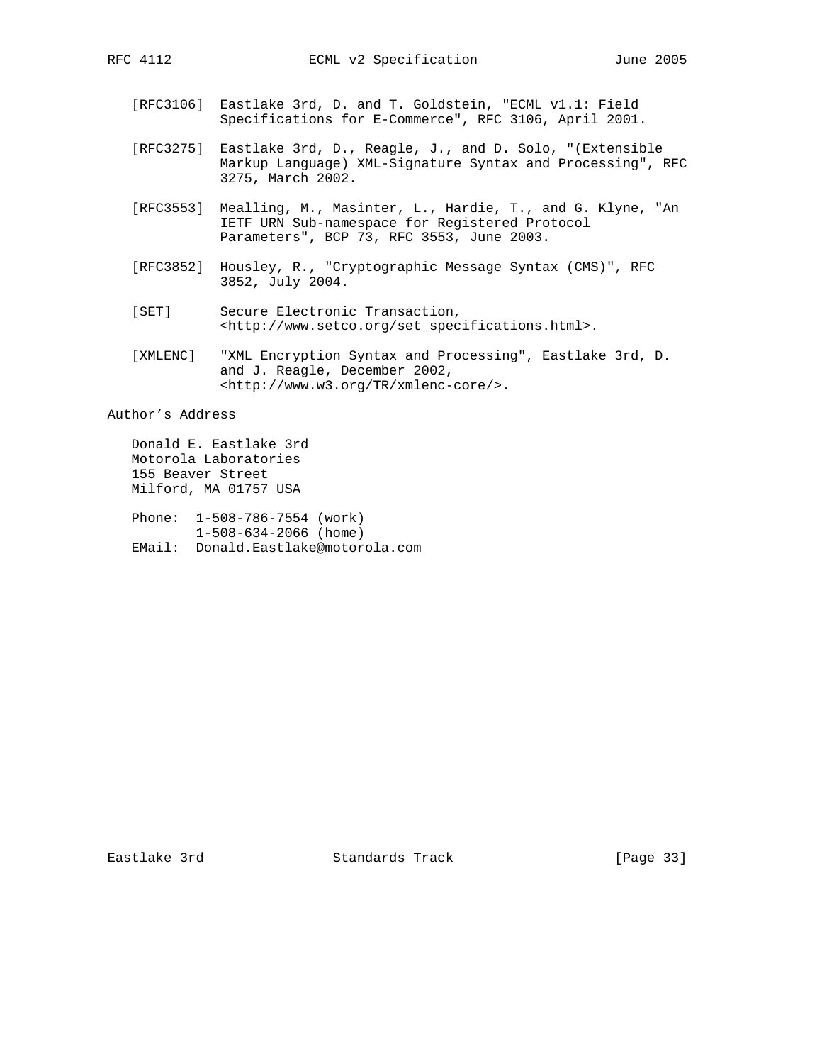[RFC3106] Eastlake 3rd, D. and T. Goldstein, "ECML v1.1: Field Specifications for E-Commerce", RFC 3106, April 2001.

[RFC3275] Eastlake 3rd, D., Reagle, J., and D. Solo, "(Extensible Markup Language) XML-Signature Syntax and Processing", RFC 3275, March 2002.

[RFC3553] Mealling, M., Masinter, L., Hardie, T., and G. Klyne, "An IETF URN Sub-namespace for Registered Protocol Parameters", BCP 73, RFC 3553, June 2003.

[RFC3852] Housley, R., "Cryptographic Message Syntax (CMS)", RFC 3852, July 2004.

[SET] Secure Electronic Transaction, <http://www.setco.org/set_specifications.html>.

[XMLENC] "XML Encryption Syntax and Processing", Eastlake 3rd, D. and J. Reagle, December 2002, <http://www.w3.org/TR/xmlenc-core/>.

## Author's Address

Donald E. Eastlake 3rd
Motorola Laboratories
155 Beaver Street
Milford, MA 01757 USA

Phone: 1-508-786-7554 (work)
       1-508-634-2066 (home)
EMail: Donald.Eastlake@motorola.com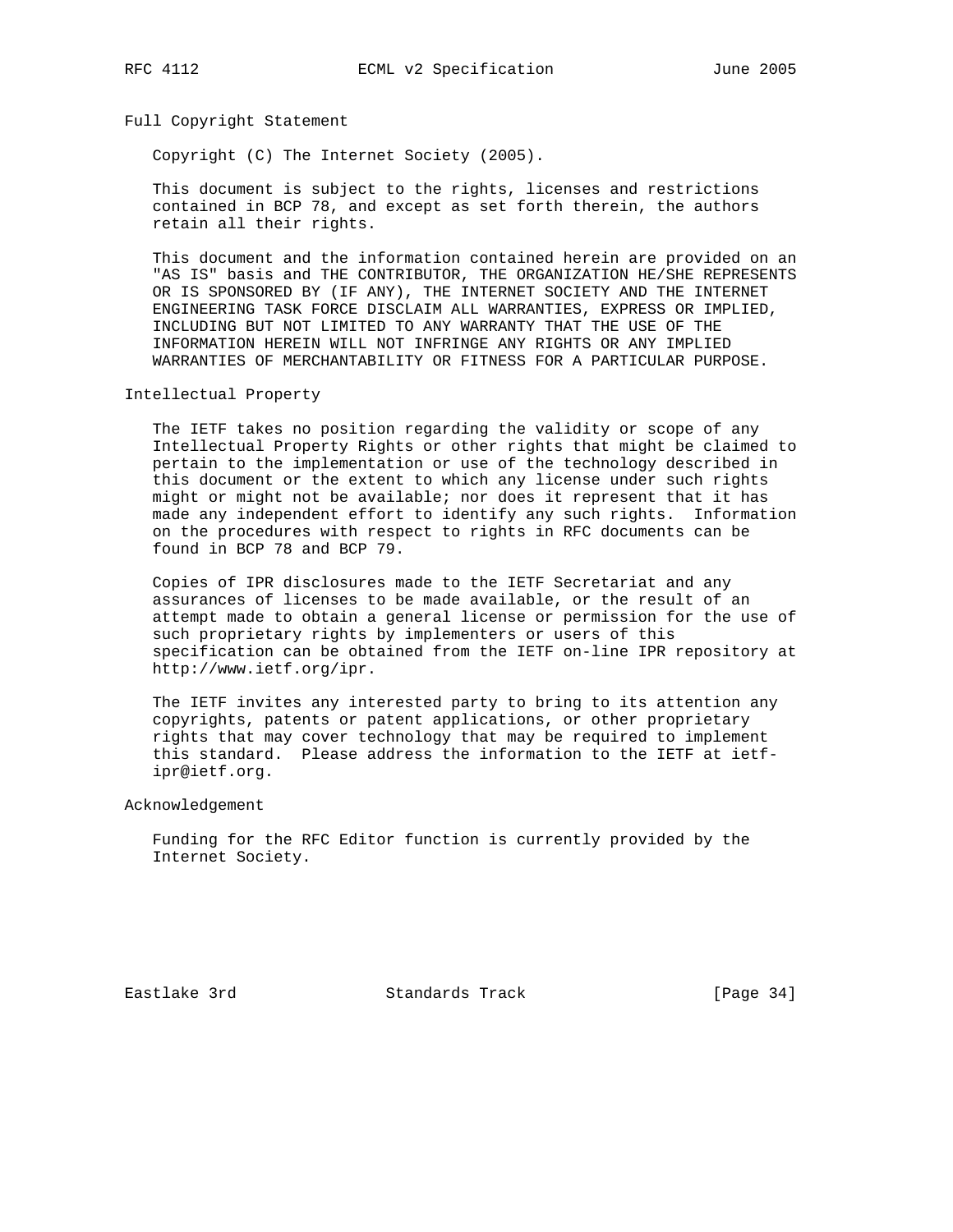## Full Copyright Statement

Copyright (C) The Internet Society (2005).

This document is subject to the rights, licenses and restrictions contained in BCP 78, and except as set forth therein, the authors retain all their rights.

This document and the information contained herein are provided on an "AS IS" basis and THE CONTRIBUTOR, THE ORGANIZATION HE/SHE REPRESENTS OR IS SPONSORED BY (IF ANY), THE INTERNET SOCIETY AND THE INTERNET ENGINEERING TASK FORCE DISCLAIM ALL WARRANTIES, EXPRESS OR IMPLIED, INCLUDING BUT NOT LIMITED TO ANY WARRANTY THAT THE USE OF THE INFORMATION HEREIN WILL NOT INFRINGE ANY RIGHTS OR ANY IMPLIED WARRANTIES OF MERCHANTABILITY OR FITNESS FOR A PARTICULAR PURPOSE.

## Intellectual Property

The IETF takes no position regarding the validity or scope of any Intellectual Property Rights or other rights that might be claimed to pertain to the implementation or use of the technology described in this document or the extent to which any license under such rights might or might not be available; nor does it represent that it has made any independent effort to identify any such rights. Information on the procedures with respect to rights in RFC documents can be found in BCP 78 and BCP 79.

Copies of IPR disclosures made to the IETF Secretariat and any assurances of licenses to be made available, or the result of an attempt made to obtain a general license or permission for the use of such proprietary rights by implementers or users of this specification can be obtained from the IETF on-line IPR repository at http://www.ietf.org/ipr.

The IETF invites any interested party to bring to its attention any copyrights, patents or patent applications, or other proprietary rights that may cover technology that may be required to implement this standard. Please address the information to the IETF at ietf-ipr@ietf.org.

## Acknowledgement

Funding for the RFC Editor function is currently provided by the Internet Society.